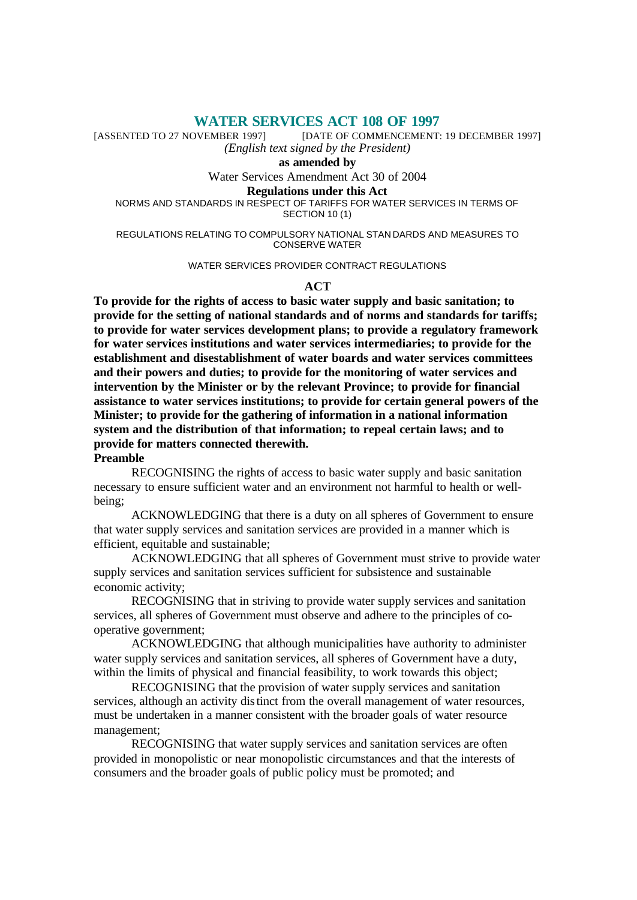# WATER SERVICES ACT 108 OF 1997

[ASSENTED TO 27 NOVEMBER 1997] [DATE OF COMMENCEMENT: 19 DECEMBER 1997]

*(English text signed by the President)*

**as amended by**

Water Services Amendment Act 30 of 2004

**Regulations under this Act**

NORMS AND STANDARDS IN RESPECT OF TARIFFS FOR WATER SERVICES IN TERMS OF SECTION 10 (1)

REGULATIONS RELATING TO COMPULSORY NATIONAL STANDARDS AND MEASURES TO CONSERVE WATER

WATER SERVICES PROVIDER CONTRACT REGULATIONS

## ACT

**To provide for the rights of access to basic water supply and basic sanitation; to provide for the setting of national standards and of norms and standards for tariffs; to provide for water services development plans; to provide a regulatory framework for water services institutions and water services intermediaries; to provide for the establishment and disestablishment of water boards and water services committees and their powers and duties; to provide for the monitoring of water services and intervention by the Minister or by the relevant Province; to provide for financial assistance to water services institutions; to provide for certain general powers of the Minister; to provide for the gathering of information in a national information system and the distribution of that information; to repeal certain laws; and to provide for matters connected therewith.**

### Preamble

RECOGNISING the rights of access to basic water supply and basic sanitation necessary to ensure sufficient water and an environment not harmful to health or well-being;

ACKNOWLEDGING that there is a duty on all spheres of Government to ensure that water supply services and sanitation services are provided in a manner which is efficient, equitable and sustainable;

ACKNOWLEDGING that all spheres of Government must strive to provide water supply services and sanitation services sufficient for subsistence and sustainable economic activity;

RECOGNISING that in striving to provide water supply services and sanitation services, all spheres of Government must observe and adhere to the principles of co-operative government;

ACKNOWLEDGING that although municipalities have authority to administer water supply services and sanitation services, all spheres of Government have a duty, within the limits of physical and financial feasibility, to work towards this object;

RECOGNISING that the provision of water supply services and sanitation services, although an activity distinct from the overall management of water resources, must be undertaken in a manner consistent with the broader goals of water resource management;

RECOGNISING that water supply services and sanitation services are often provided in monopolistic or near monopolistic circumstances and that the interests of consumers and the broader goals of public policy must be promoted; and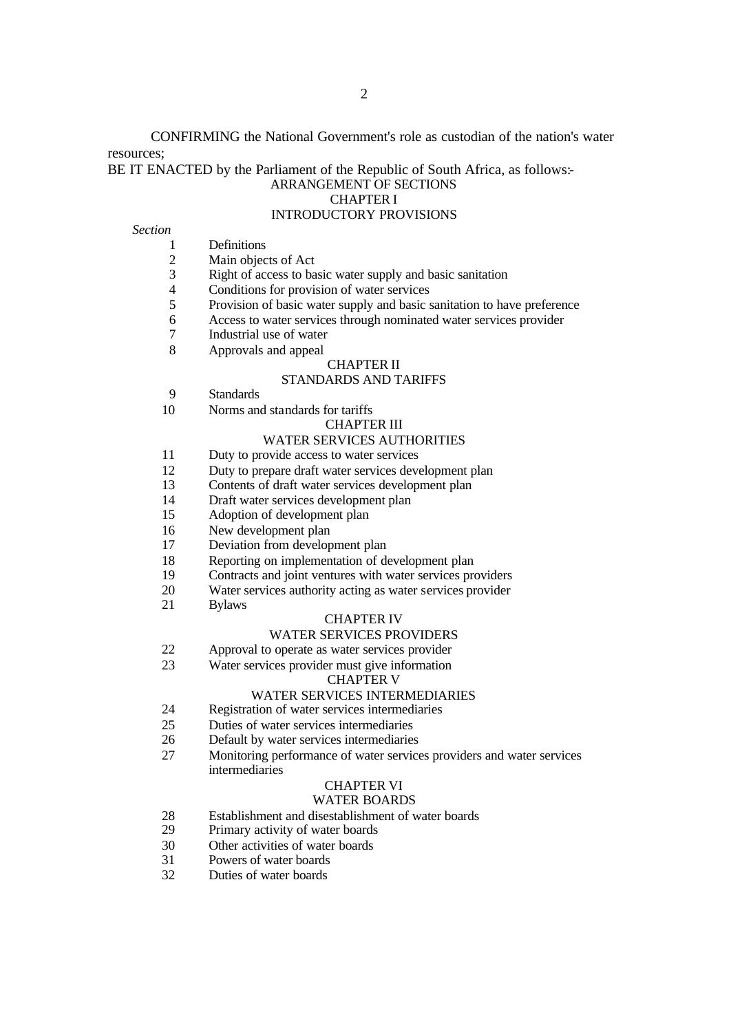CONFIRMING the National Government's role as custodian of the nation's water resources;

BE IT ENACTED by the Parliament of the Republic of South Africa, as follows:-

## ARRANGEMENT OF SECTIONS

### CHAPTER I
### INTRODUCTORY PROVISIONS

*Section*

1 Definitions
2 Main objects of Act
3 Right of access to basic water supply and basic sanitation
4 Conditions for provision of water services
5 Provision of basic water supply and basic sanitation to have preference
6 Access to water services through nominated water services provider
7 Industrial use of water
8 Approvals and appeal

### CHAPTER II
### STANDARDS AND TARIFFS

9 Standards
10 Norms and standards for tariffs

### CHAPTER III
### WATER SERVICES AUTHORITIES

11 Duty to provide access to water services
12 Duty to prepare draft water services development plan
13 Contents of draft water services development plan
14 Draft water services development plan
15 Adoption of development plan
16 New development plan
17 Deviation from development plan
18 Reporting on implementation of development plan
19 Contracts and joint ventures with water services providers
20 Water services authority acting as water services provider
21 Bylaws

### CHAPTER IV
### WATER SERVICES PROVIDERS

22 Approval to operate as water services provider
23 Water services provider must give information

### CHAPTER V
### WATER SERVICES INTERMEDIARIES

24 Registration of water services intermediaries
25 Duties of water services intermediaries
26 Default by water services intermediaries
27 Monitoring performance of water services providers and water services intermediaries

### CHAPTER VI
### WATER BOARDS

28 Establishment and disestablishment of water boards
29 Primary activity of water boards
30 Other activities of water boards
31 Powers of water boards
32 Duties of water boards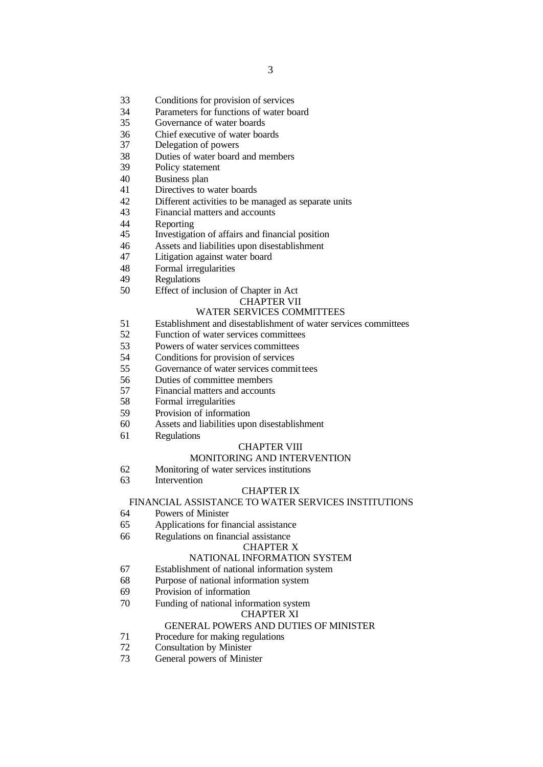33 Conditions for provision of services
34 Parameters for functions of water board
35 Governance of water boards
36 Chief executive of water boards
37 Delegation of powers
38 Duties of water board and members
39 Policy statement
40 Business plan
41 Directives to water boards
42 Different activities to be managed as separate units
43 Financial matters and accounts
44 Reporting
45 Investigation of affairs and financial position
46 Assets and liabilities upon disestablishment
47 Litigation against water board
48 Formal irregularities
49 Regulations
50 Effect of inclusion of Chapter in Act

## CHAPTER VII
## WATER SERVICES COMMITTEES

51 Establishment and disestablishment of water services committees
52 Function of water services committees
53 Powers of water services committees
54 Conditions for provision of services
55 Governance of water services committees
56 Duties of committee members
57 Financial matters and accounts
58 Formal irregularities
59 Provision of information
60 Assets and liabilities upon disestablishment
61 Regulations

## CHAPTER VIII
## MONITORING AND INTERVENTION

62 Monitoring of water services institutions
63 Intervention

## CHAPTER IX
## FINANCIAL ASSISTANCE TO WATER SERVICES INSTITUTIONS

64 Powers of Minister
65 Applications for financial assistance
66 Regulations on financial assistance

## CHAPTER X
## NATIONAL INFORMATION SYSTEM

67 Establishment of national information system
68 Purpose of national information system
69 Provision of information
70 Funding of national information system

## CHAPTER XI
## GENERAL POWERS AND DUTIES OF MINISTER

71 Procedure for making regulations
72 Consultation by Minister
73 General powers of Minister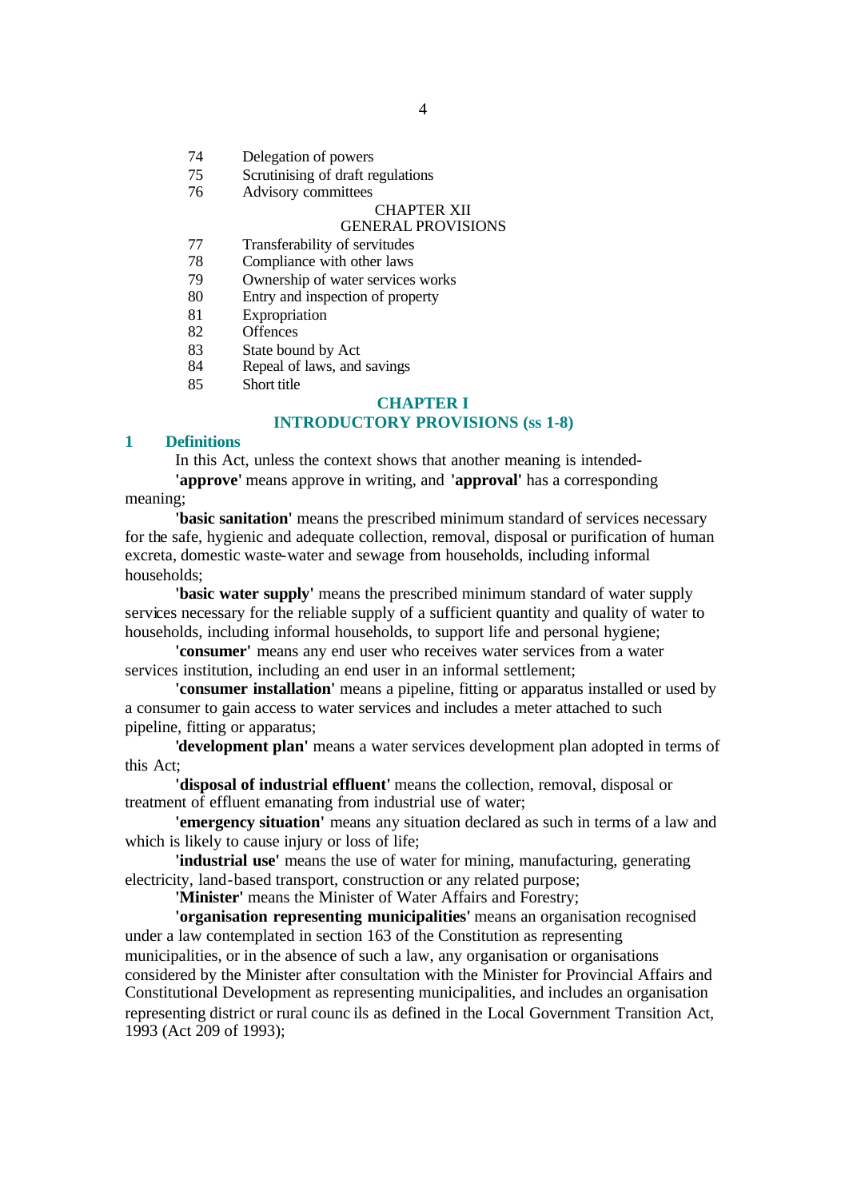74 Delegation of powers
75 Scrutinising of draft regulations
76 Advisory committees

CHAPTER XII
GENERAL PROVISIONS

77 Transferability of servitudes
78 Compliance with other laws
79 Ownership of water services works
80 Entry and inspection of property
81 Expropriation
82 Offences
83 State bound by Act
84 Repeal of laws, and savings
85 Short title

## CHAPTER I
## INTRODUCTORY PROVISIONS (ss 1-8)

### 1 Definitions

In this Act, unless the context shows that another meaning is intended-

**'approve'** means approve in writing, and **'approval'** has a corresponding meaning;

**'basic sanitation'** means the prescribed minimum standard of services necessary for the safe, hygienic and adequate collection, removal, disposal or purification of human excreta, domestic waste-water and sewage from households, including informal households;

**'basic water supply'** means the prescribed minimum standard of water supply services necessary for the reliable supply of a sufficient quantity and quality of water to households, including informal households, to support life and personal hygiene;

**'consumer'** means any end user who receives water services from a water services institution, including an end user in an informal settlement;

**'consumer installation'** means a pipeline, fitting or apparatus installed or used by a consumer to gain access to water services and includes a meter attached to such pipeline, fitting or apparatus;

**'development plan'** means a water services development plan adopted in terms of this Act;

**'disposal of industrial effluent'** means the collection, removal, disposal or treatment of effluent emanating from industrial use of water;

**'emergency situation'** means any situation declared as such in terms of a law and which is likely to cause injury or loss of life;

**'industrial use'** means the use of water for mining, manufacturing, generating electricity, land-based transport, construction or any related purpose;

**'Minister'** means the Minister of Water Affairs and Forestry;

**'organisation representing municipalities'** means an organisation recognised under a law contemplated in section 163 of the Constitution as representing municipalities, or in the absence of such a law, any organisation or organisations considered by the Minister after consultation with the Minister for Provincial Affairs and Constitutional Development as representing municipalities, and includes an organisation representing district or rural councils as defined in the Local Government Transition Act, 1993 (Act 209 of 1993);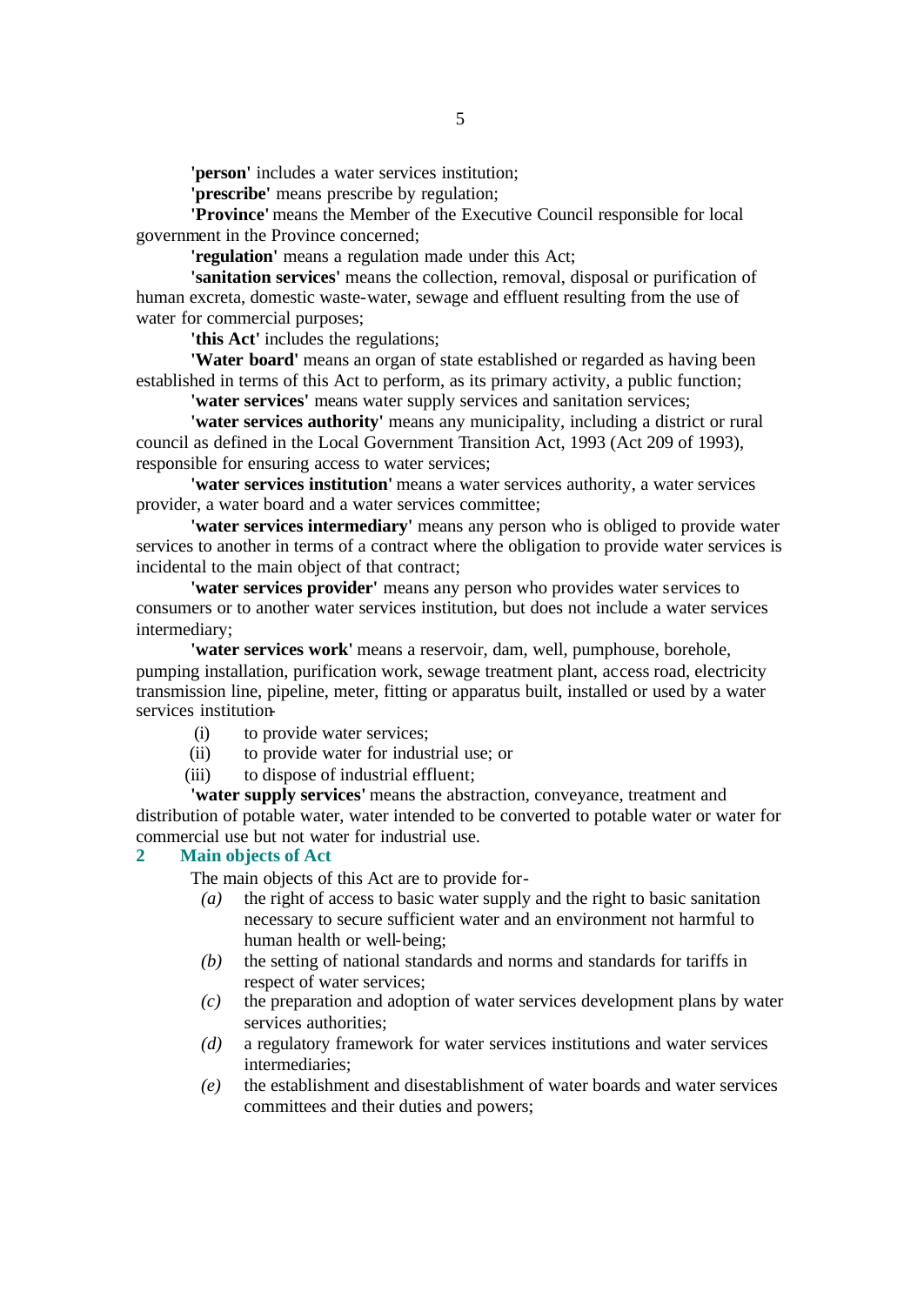**'person'** includes a water services institution;

**'prescribe'** means prescribe by regulation;

**'Province'** means the Member of the Executive Council responsible for local government in the Province concerned;

**'regulation'** means a regulation made under this Act;

**'sanitation services'** means the collection, removal, disposal or purification of human excreta, domestic waste-water, sewage and effluent resulting from the use of water for commercial purposes;

**'this Act'** includes the regulations;

**'Water board'** means an organ of state established or regarded as having been established in terms of this Act to perform, as its primary activity, a public function;

**'water services'** means water supply services and sanitation services;

**'water services authority'** means any municipality, including a district or rural council as defined in the Local Government Transition Act, 1993 (Act 209 of 1993), responsible for ensuring access to water services;

**'water services institution'** means a water services authority, a water services provider, a water board and a water services committee;

**'water services intermediary'** means any person who is obliged to provide water services to another in terms of a contract where the obligation to provide water services is incidental to the main object of that contract;

**'water services provider'** means any person who provides water services to consumers or to another water services institution, but does not include a water services intermediary;

**'water services work'** means a reservoir, dam, well, pumphouse, borehole, pumping installation, purification work, sewage treatment plant, access road, electricity transmission line, pipeline, meter, fitting or apparatus built, installed or used by a water services institution-

(i) to provide water services;

(ii) to provide water for industrial use; or

(iii) to dispose of industrial effluent;

**'water supply services'** means the abstraction, conveyance, treatment and distribution of potable water, water intended to be converted to potable water or water for commercial use but not water for industrial use.

## 2 Main objects of Act

The main objects of this Act are to provide for-

*(a)* the right of access to basic water supply and the right to basic sanitation necessary to secure sufficient water and an environment not harmful to human health or well-being;

*(b)* the setting of national standards and norms and standards for tariffs in respect of water services;

*(c)* the preparation and adoption of water services development plans by water services authorities;

*(d)* a regulatory framework for water services institutions and water services intermediaries;

*(e)* the establishment and disestablishment of water boards and water services committees and their duties and powers;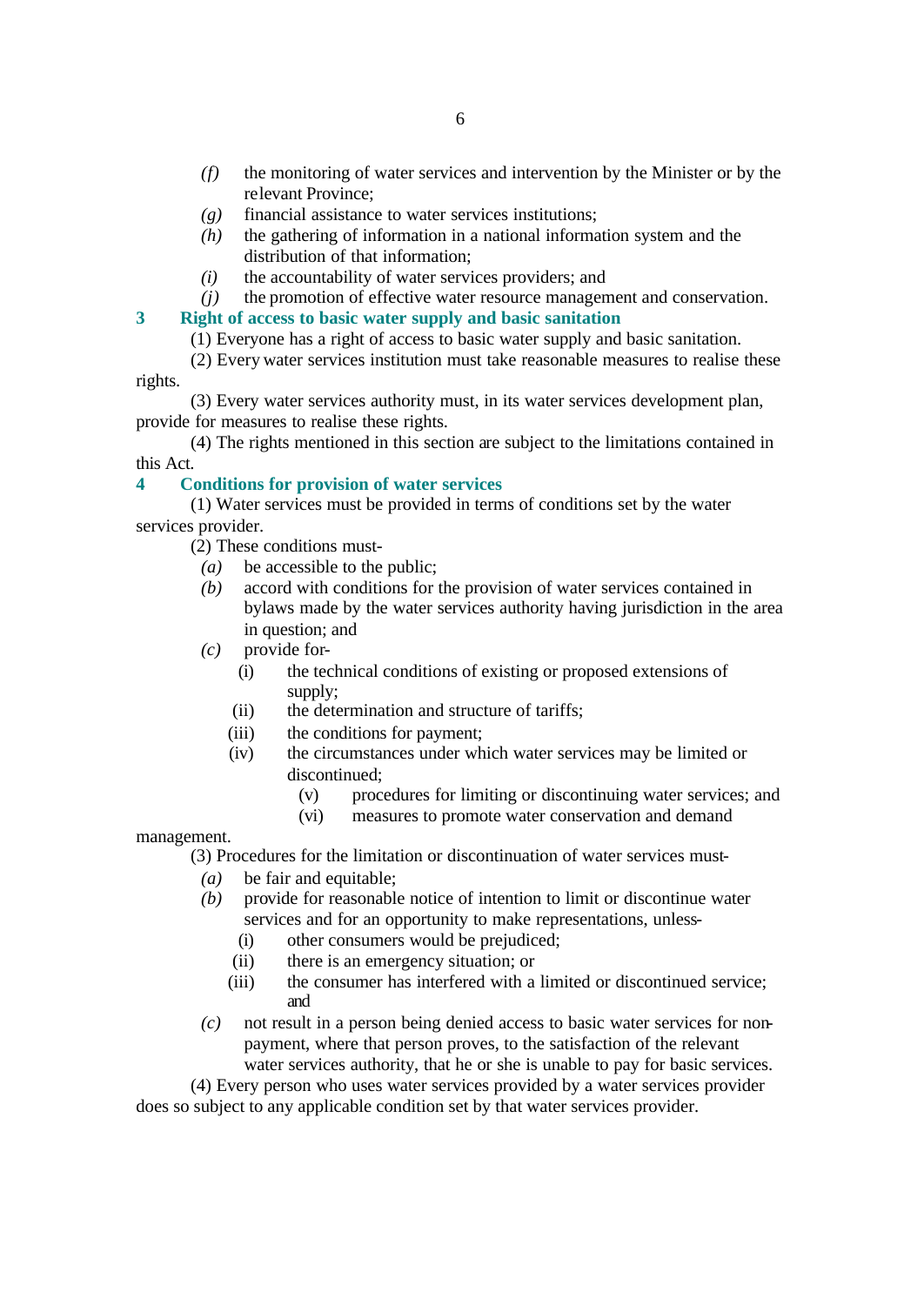*(f)* the monitoring of water services and intervention by the Minister or by the relevant Province;

*(g)* financial assistance to water services institutions;

*(h)* the gathering of information in a national information system and the distribution of that information;

*(i)* the accountability of water services providers; and

*(j)* the promotion of effective water resource management and conservation.

### 3 Right of access to basic water supply and basic sanitation

(1) Everyone has a right of access to basic water supply and basic sanitation.

(2) Every water services institution must take reasonable measures to realise these rights.

(3) Every water services authority must, in its water services development plan, provide for measures to realise these rights.

(4) The rights mentioned in this section are subject to the limitations contained in this Act.

### 4 Conditions for provision of water services

(1) Water services must be provided in terms of conditions set by the water services provider.

(2) These conditions must-

*(a)* be accessible to the public;

*(b)* accord with conditions for the provision of water services contained in bylaws made by the water services authority having jurisdiction in the area in question; and

*(c)* provide for-

(i) the technical conditions of existing or proposed extensions of supply;

(ii) the determination and structure of tariffs;

(iii) the conditions for payment;

(iv) the circumstances under which water services may be limited or discontinued;

(v) procedures for limiting or discontinuing water services; and

(vi) measures to promote water conservation and demand management.

(3) Procedures for the limitation or discontinuation of water services must-

*(a)* be fair and equitable;

*(b)* provide for reasonable notice of intention to limit or discontinue water services and for an opportunity to make representations, unless-

(i) other consumers would be prejudiced;

(ii) there is an emergency situation; or

(iii) the consumer has interfered with a limited or discontinued service; and

*(c)* not result in a person being denied access to basic water services for non-payment, where that person proves, to the satisfaction of the relevant water services authority, that he or she is unable to pay for basic services.

(4) Every person who uses water services provided by a water services provider does so subject to any applicable condition set by that water services provider.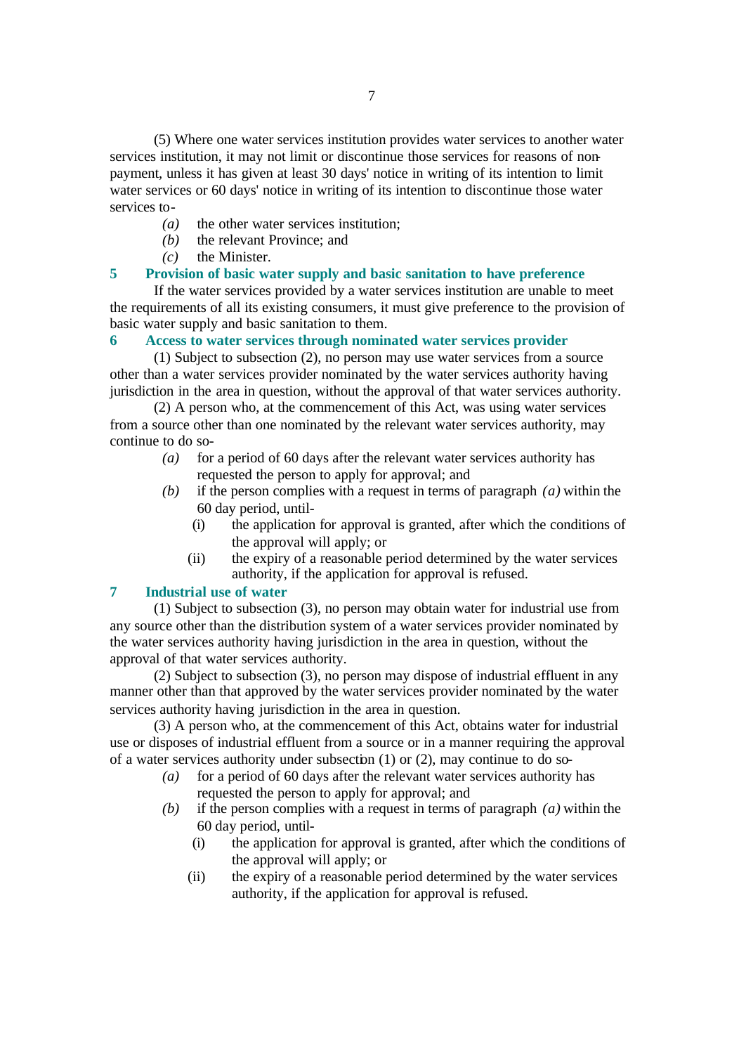(5) Where one water services institution provides water services to another water services institution, it may not limit or discontinue those services for reasons of non-payment, unless it has given at least 30 days' notice in writing of its intention to limit water services or 60 days' notice in writing of its intention to discontinue those water services to-

*(a)* the other water services institution;

*(b)* the relevant Province; and

*(c)* the Minister.

### 5 Provision of basic water supply and basic sanitation to have preference

If the water services provided by a water services institution are unable to meet the requirements of all its existing consumers, it must give preference to the provision of basic water supply and basic sanitation to them.

### 6 Access to water services through nominated water services provider

(1) Subject to subsection (2), no person may use water services from a source other than a water services provider nominated by the water services authority having jurisdiction in the area in question, without the approval of that water services authority.

(2) A person who, at the commencement of this Act, was using water services from a source other than one nominated by the relevant water services authority, may continue to do so-

*(a)* for a period of 60 days after the relevant water services authority has requested the person to apply for approval; and

*(b)* if the person complies with a request in terms of paragraph *(a)* within the 60 day period, until-

(i) the application for approval is granted, after which the conditions of the approval will apply; or

(ii) the expiry of a reasonable period determined by the water services authority, if the application for approval is refused.

### 7 Industrial use of water

(1) Subject to subsection (3), no person may obtain water for industrial use from any source other than the distribution system of a water services provider nominated by the water services authority having jurisdiction in the area in question, without the approval of that water services authority.

(2) Subject to subsection (3), no person may dispose of industrial effluent in any manner other than that approved by the water services provider nominated by the water services authority having jurisdiction in the area in question.

(3) A person who, at the commencement of this Act, obtains water for industrial use or disposes of industrial effluent from a source or in a manner requiring the approval of a water services authority under subsection (1) or (2), may continue to do so-

*(a)* for a period of 60 days after the relevant water services authority has requested the person to apply for approval; and

*(b)* if the person complies with a request in terms of paragraph *(a)* within the 60 day period, until-

(i) the application for approval is granted, after which the conditions of the approval will apply; or

(ii) the expiry of a reasonable period determined by the water services authority, if the application for approval is refused.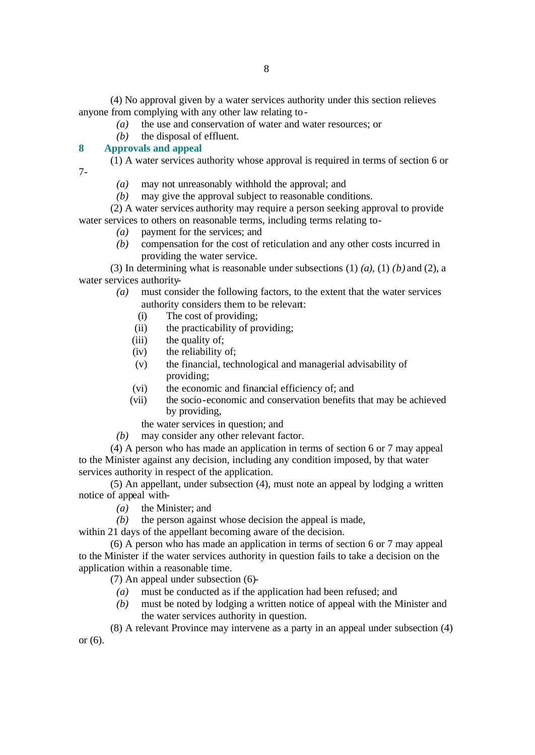(4) No approval given by a water services authority under this section relieves anyone from complying with any other law relating to-

*(a)* the use and conservation of water and water resources; or

*(b)* the disposal of effluent.

## 8 Approvals and appeal

(1) A water services authority whose approval is required in terms of section 6 or 7-

*(a)* may not unreasonably withhold the approval; and

*(b)* may give the approval subject to reasonable conditions.

(2) A water services authority may require a person seeking approval to provide water services to others on reasonable terms, including terms relating to-

*(a)* payment for the services; and

*(b)* compensation for the cost of reticulation and any other costs incurred in providing the water service.

(3) In determining what is reasonable under subsections (1) *(a)*, (1) *(b)* and (2), a water services authority-

*(a)* must consider the following factors, to the extent that the water services authority considers them to be relevant:

- (i) The cost of providing;
- (ii) the practicability of providing;
- (iii) the quality of;
- (iv) the reliability of;
- (v) the financial, technological and managerial advisability of providing;
- (vi) the economic and financial efficiency of; and
- (vii) the socio-economic and conservation benefits that may be achieved by providing,

the water services in question; and

*(b)* may consider any other relevant factor.

(4) A person who has made an application in terms of section 6 or 7 may appeal to the Minister against any decision, including any condition imposed, by that water services authority in respect of the application.

(5) An appellant, under subsection (4), must note an appeal by lodging a written notice of appeal with-

*(a)* the Minister; and

*(b)* the person against whose decision the appeal is made,

within 21 days of the appellant becoming aware of the decision.

(6) A person who has made an application in terms of section 6 or 7 may appeal to the Minister if the water services authority in question fails to take a decision on the application within a reasonable time.

(7) An appeal under subsection (6)-

*(a)* must be conducted as if the application had been refused; and

*(b)* must be noted by lodging a written notice of appeal with the Minister and the water services authority in question.

(8) A relevant Province may intervene as a party in an appeal under subsection (4) or (6).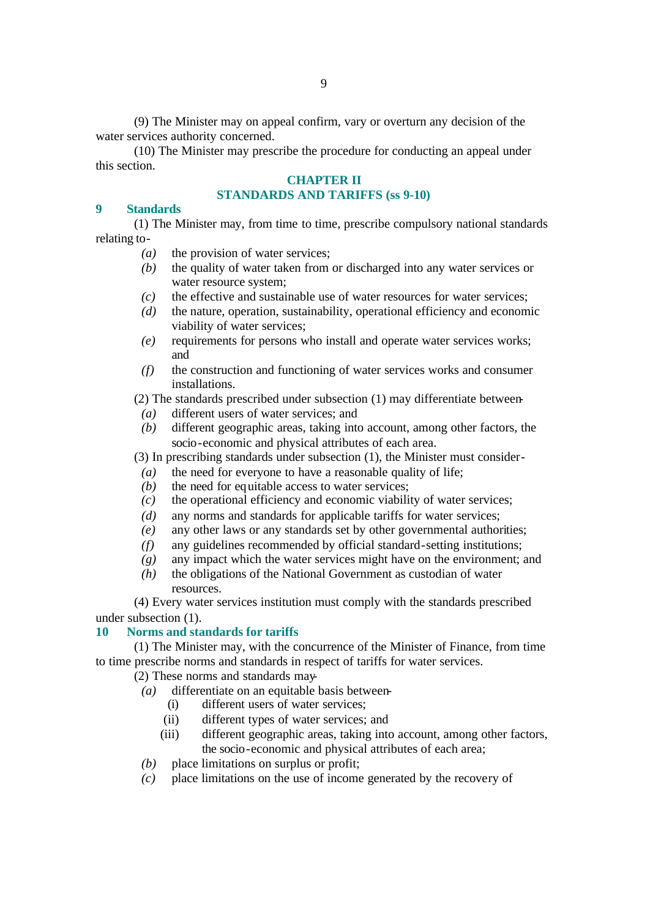(9) The Minister may on appeal confirm, vary or overturn any decision of the water services authority concerned.

(10) The Minister may prescribe the procedure for conducting an appeal under this section.

## CHAPTER II
## STANDARDS AND TARIFFS (ss 9-10)

### 9 Standards

(1) The Minister may, from time to time, prescribe compulsory national standards relating to-

*(a)* the provision of water services;

*(b)* the quality of water taken from or discharged into any water services or water resource system;

*(c)* the effective and sustainable use of water resources for water services;

*(d)* the nature, operation, sustainability, operational efficiency and economic viability of water services;

*(e)* requirements for persons who install and operate water services works; and

*(f)* the construction and functioning of water services works and consumer installations.

(2) The standards prescribed under subsection (1) may differentiate between-

*(a)* different users of water services; and

*(b)* different geographic areas, taking into account, among other factors, the socio-economic and physical attributes of each area.

(3) In prescribing standards under subsection (1), the Minister must consider-

*(a)* the need for everyone to have a reasonable quality of life;

*(b)* the need for equitable access to water services;

*(c)* the operational efficiency and economic viability of water services;

*(d)* any norms and standards for applicable tariffs for water services;

*(e)* any other laws or any standards set by other governmental authorities;

*(f)* any guidelines recommended by official standard-setting institutions;

*(g)* any impact which the water services might have on the environment; and

*(h)* the obligations of the National Government as custodian of water resources.

(4) Every water services institution must comply with the standards prescribed under subsection (1).

### 10 Norms and standards for tariffs

(1) The Minister may, with the concurrence of the Minister of Finance, from time to time prescribe norms and standards in respect of tariffs for water services.

(2) These norms and standards may-

*(a)* differentiate on an equitable basis between-

(i) different users of water services;

(ii) different types of water services; and

(iii) different geographic areas, taking into account, among other factors, the socio-economic and physical attributes of each area;

*(b)* place limitations on surplus or profit;

*(c)* place limitations on the use of income generated by the recovery of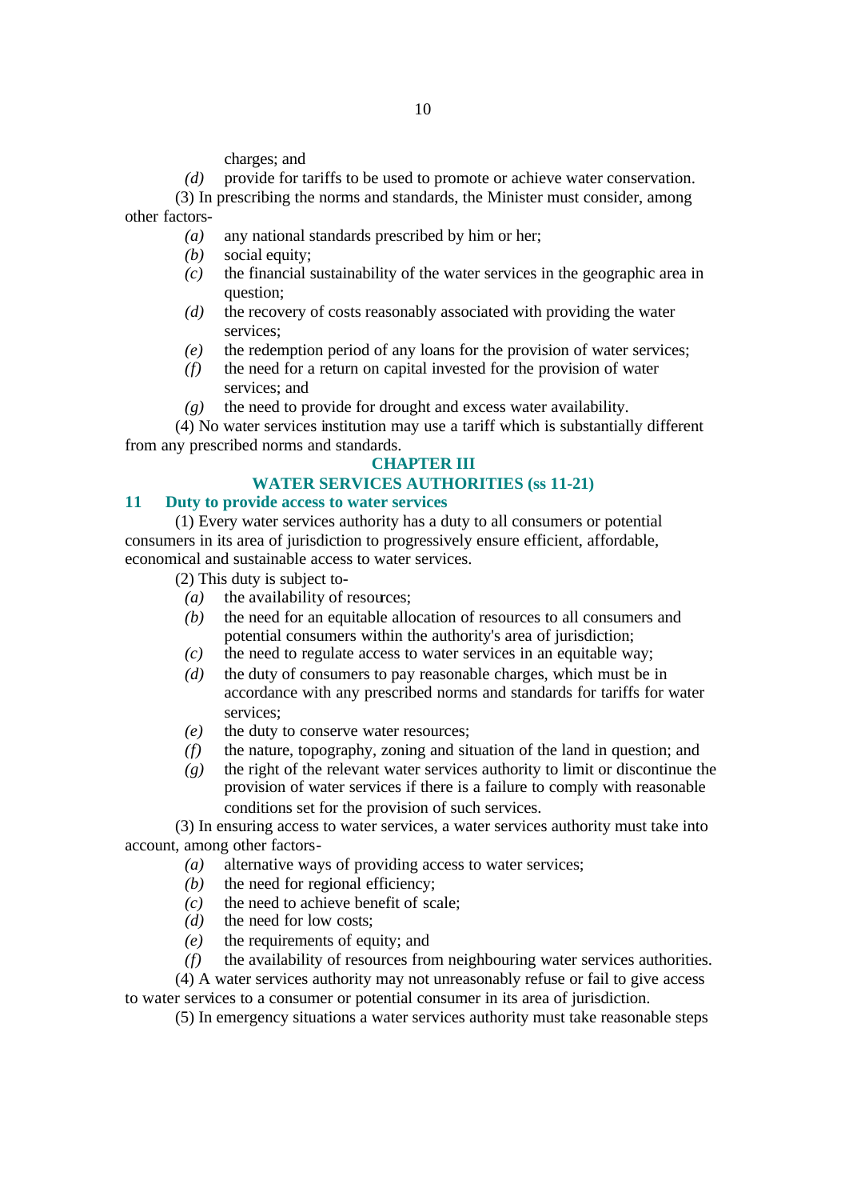charges; and

*(d)* provide for tariffs to be used to promote or achieve water conservation.

(3) In prescribing the norms and standards, the Minister must consider, among other factors-

*(a)* any national standards prescribed by him or her;

*(b)* social equity;

*(c)* the financial sustainability of the water services in the geographic area in question;

*(d)* the recovery of costs reasonably associated with providing the water services;

*(e)* the redemption period of any loans for the provision of water services;

*(f)* the need for a return on capital invested for the provision of water services; and

*(g)* the need to provide for drought and excess water availability.

(4) No water services institution may use a tariff which is substantially different from any prescribed norms and standards.

## CHAPTER III

## WATER SERVICES AUTHORITIES (ss 11-21)

### 11 Duty to provide access to water services

(1) Every water services authority has a duty to all consumers or potential consumers in its area of jurisdiction to progressively ensure efficient, affordable, economical and sustainable access to water services.

(2) This duty is subject to-

*(a)* the availability of resources;

*(b)* the need for an equitable allocation of resources to all consumers and potential consumers within the authority's area of jurisdiction;

*(c)* the need to regulate access to water services in an equitable way;

*(d)* the duty of consumers to pay reasonable charges, which must be in accordance with any prescribed norms and standards for tariffs for water services;

*(e)* the duty to conserve water resources;

*(f)* the nature, topography, zoning and situation of the land in question; and

*(g)* the right of the relevant water services authority to limit or discontinue the provision of water services if there is a failure to comply with reasonable conditions set for the provision of such services.

(3) In ensuring access to water services, a water services authority must take into account, among other factors-

*(a)* alternative ways of providing access to water services;

*(b)* the need for regional efficiency;

*(c)* the need to achieve benefit of scale;

*(d)* the need for low costs;

*(e)* the requirements of equity; and

*(f)* the availability of resources from neighbouring water services authorities.

(4) A water services authority may not unreasonably refuse or fail to give access to water services to a consumer or potential consumer in its area of jurisdiction.

(5) In emergency situations a water services authority must take reasonable steps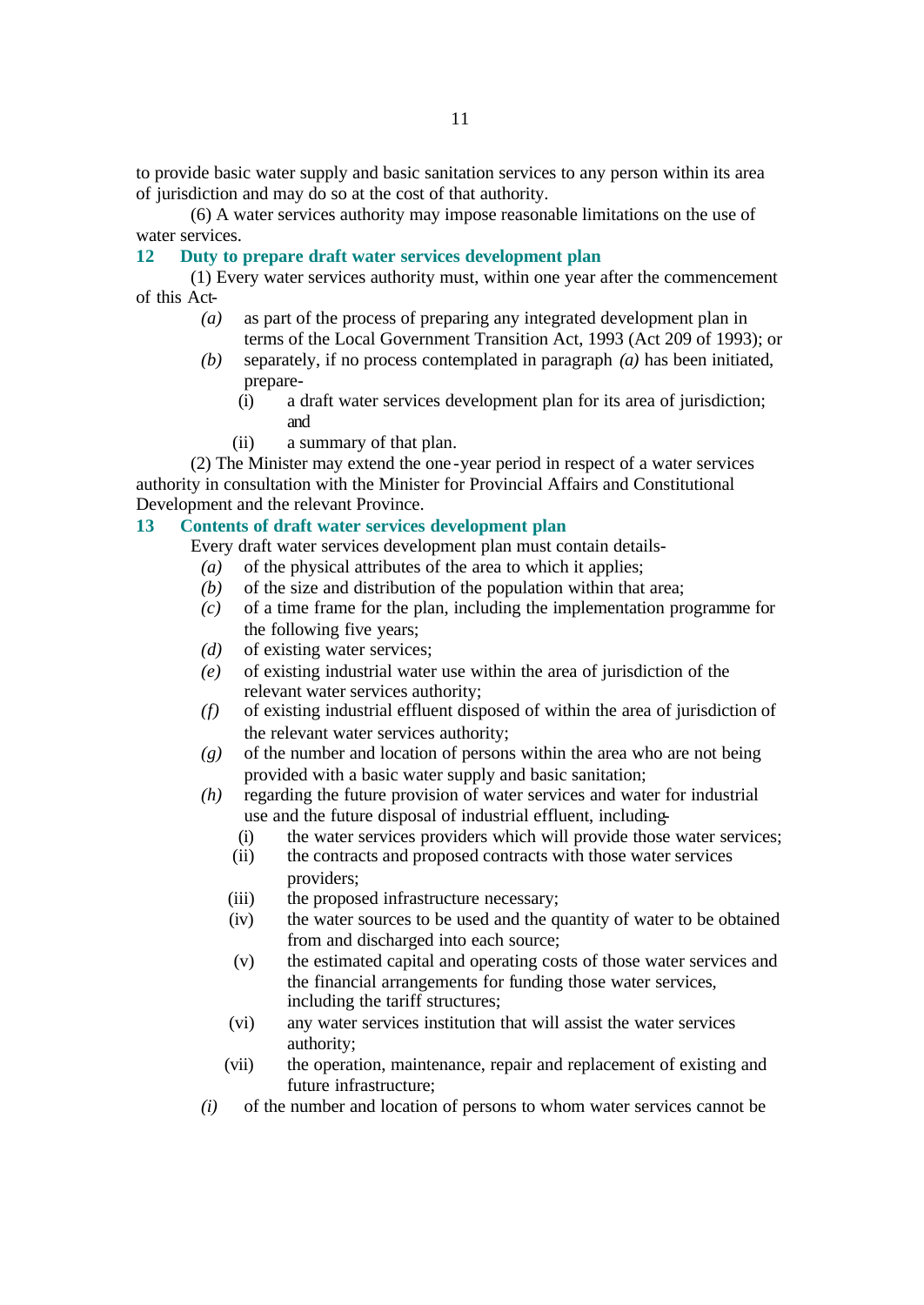to provide basic water supply and basic sanitation services to any person within its area of jurisdiction and may do so at the cost of that authority.

(6) A water services authority may impose reasonable limitations on the use of water services.

### 12 Duty to prepare draft water services development plan

(1) Every water services authority must, within one year after the commencement of this Act-

- *(a)* as part of the process of preparing any integrated development plan in terms of the Local Government Transition Act, 1993 (Act 209 of 1993); or
- *(b)* separately, if no process contemplated in paragraph *(a)* has been initiated, prepare-
  - (i) a draft water services development plan for its area of jurisdiction; and
  - (ii) a summary of that plan.

(2) The Minister may extend the one-year period in respect of a water services authority in consultation with the Minister for Provincial Affairs and Constitutional Development and the relevant Province.

### 13 Contents of draft water services development plan

Every draft water services development plan must contain details-

- *(a)* of the physical attributes of the area to which it applies;
- *(b)* of the size and distribution of the population within that area;
- *(c)* of a time frame for the plan, including the implementation programme for the following five years;
- *(d)* of existing water services;
- *(e)* of existing industrial water use within the area of jurisdiction of the relevant water services authority;
- *(f)* of existing industrial effluent disposed of within the area of jurisdiction of the relevant water services authority;
- *(g)* of the number and location of persons within the area who are not being provided with a basic water supply and basic sanitation;
- *(h)* regarding the future provision of water services and water for industrial use and the future disposal of industrial effluent, including-
  - (i) the water services providers which will provide those water services;
  - (ii) the contracts and proposed contracts with those water services providers;
  - (iii) the proposed infrastructure necessary;
  - (iv) the water sources to be used and the quantity of water to be obtained from and discharged into each source;
  - (v) the estimated capital and operating costs of those water services and the financial arrangements for funding those water services, including the tariff structures;
  - (vi) any water services institution that will assist the water services authority;
  - (vii) the operation, maintenance, repair and replacement of existing and future infrastructure;
- *(i)* of the number and location of persons to whom water services cannot be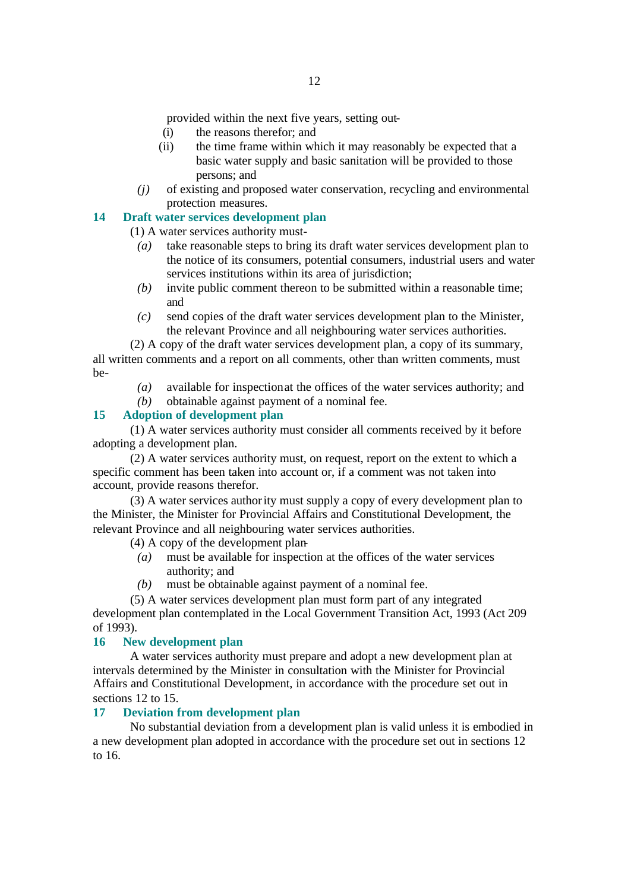provided within the next five years, setting out-

(i) the reasons therefor; and

(ii) the time frame within which it may reasonably be expected that a basic water supply and basic sanitation will be provided to those persons; and

*(j)* of existing and proposed water conservation, recycling and environmental protection measures.

### 14 Draft water services development plan

(1) A water services authority must-

*(a)* take reasonable steps to bring its draft water services development plan to the notice of its consumers, potential consumers, industrial users and water services institutions within its area of jurisdiction;

*(b)* invite public comment thereon to be submitted within a reasonable time; and

*(c)* send copies of the draft water services development plan to the Minister, the relevant Province and all neighbouring water services authorities.

(2) A copy of the draft water services development plan, a copy of its summary, all written comments and a report on all comments, other than written comments, must be-

*(a)* available for inspection at the offices of the water services authority; and

*(b)* obtainable against payment of a nominal fee.

### 15 Adoption of development plan

(1) A water services authority must consider all comments received by it before adopting a development plan.

(2) A water services authority must, on request, report on the extent to which a specific comment has been taken into account or, if a comment was not taken into account, provide reasons therefor.

(3) A water services authority must supply a copy of every development plan to the Minister, the Minister for Provincial Affairs and Constitutional Development, the relevant Province and all neighbouring water services authorities.

(4) A copy of the development plan-

*(a)* must be available for inspection at the offices of the water services authority; and

*(b)* must be obtainable against payment of a nominal fee.

(5) A water services development plan must form part of any integrated development plan contemplated in the Local Government Transition Act, 1993 (Act 209 of 1993).

### 16 New development plan

A water services authority must prepare and adopt a new development plan at intervals determined by the Minister in consultation with the Minister for Provincial Affairs and Constitutional Development, in accordance with the procedure set out in sections 12 to 15.

### 17 Deviation from development plan

No substantial deviation from a development plan is valid unless it is embodied in a new development plan adopted in accordance with the procedure set out in sections 12 to 16.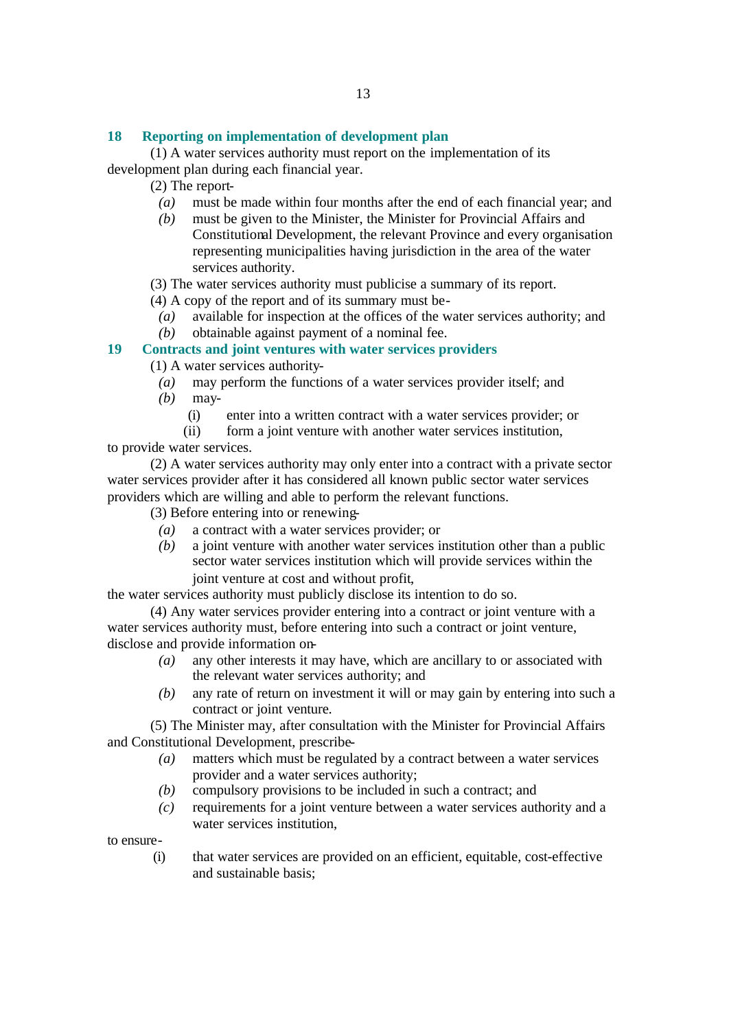## 18 Reporting on implementation of development plan

(1) A water services authority must report on the implementation of its development plan during each financial year.

(2) The report-

*(a)* must be made within four months after the end of each financial year; and

*(b)* must be given to the Minister, the Minister for Provincial Affairs and Constitutional Development, the relevant Province and every organisation representing municipalities having jurisdiction in the area of the water services authority.

(3) The water services authority must publicise a summary of its report.

(4) A copy of the report and of its summary must be-

*(a)* available for inspection at the offices of the water services authority; and

*(b)* obtainable against payment of a nominal fee.

## 19 Contracts and joint ventures with water services providers

(1) A water services authority-

*(a)* may perform the functions of a water services provider itself; and

*(b)* may-

(i) enter into a written contract with a water services provider; or

(ii) form a joint venture with another water services institution,

to provide water services.

(2) A water services authority may only enter into a contract with a private sector water services provider after it has considered all known public sector water services providers which are willing and able to perform the relevant functions.

(3) Before entering into or renewing-

*(a)* a contract with a water services provider; or

*(b)* a joint venture with another water services institution other than a public sector water services institution which will provide services within the joint venture at cost and without profit,

the water services authority must publicly disclose its intention to do so.

(4) Any water services provider entering into a contract or joint venture with a water services authority must, before entering into such a contract or joint venture, disclose and provide information on-

*(a)* any other interests it may have, which are ancillary to or associated with the relevant water services authority; and

*(b)* any rate of return on investment it will or may gain by entering into such a contract or joint venture.

(5) The Minister may, after consultation with the Minister for Provincial Affairs and Constitutional Development, prescribe-

*(a)* matters which must be regulated by a contract between a water services provider and a water services authority;

*(b)* compulsory provisions to be included in such a contract; and

*(c)* requirements for a joint venture between a water services authority and a water services institution,

to ensure-

(i) that water services are provided on an efficient, equitable, cost-effective and sustainable basis;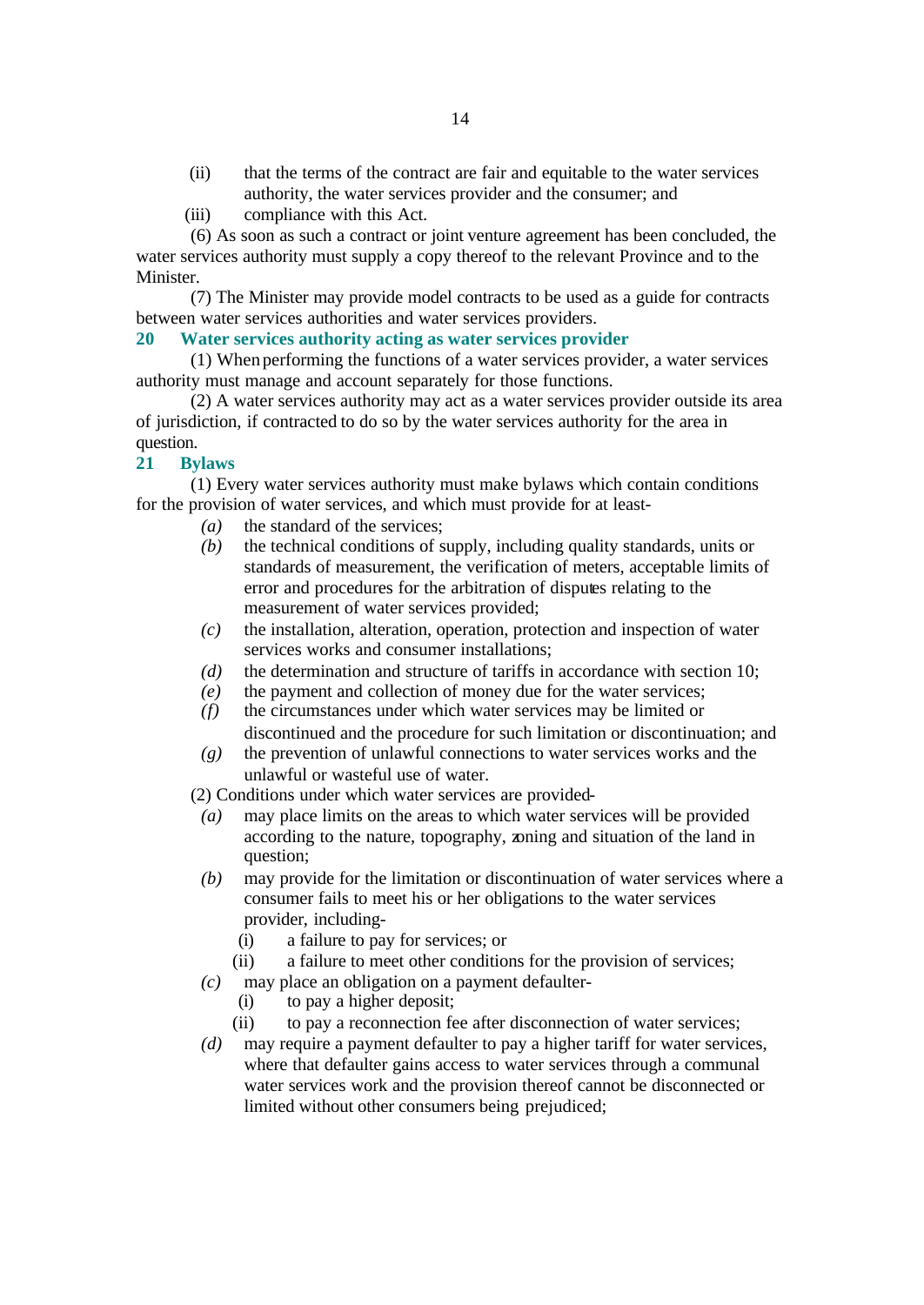(ii) that the terms of the contract are fair and equitable to the water services authority, the water services provider and the consumer; and

(iii) compliance with this Act.

(6) As soon as such a contract or joint venture agreement has been concluded, the water services authority must supply a copy thereof to the relevant Province and to the Minister.

(7) The Minister may provide model contracts to be used as a guide for contracts between water services authorities and water services providers.

### 20 Water services authority acting as water services provider

(1) When performing the functions of a water services provider, a water services authority must manage and account separately for those functions.

(2) A water services authority may act as a water services provider outside its area of jurisdiction, if contracted to do so by the water services authority for the area in question.

### 21 Bylaws

(1) Every water services authority must make bylaws which contain conditions for the provision of water services, and which must provide for at least-

*(a)* the standard of the services;

*(b)* the technical conditions of supply, including quality standards, units or standards of measurement, the verification of meters, acceptable limits of error and procedures for the arbitration of disputes relating to the measurement of water services provided;

*(c)* the installation, alteration, operation, protection and inspection of water services works and consumer installations;

*(d)* the determination and structure of tariffs in accordance with section 10;

*(e)* the payment and collection of money due for the water services;

*(f)* the circumstances under which water services may be limited or discontinued and the procedure for such limitation or discontinuation; and

*(g)* the prevention of unlawful connections to water services works and the unlawful or wasteful use of water.

(2) Conditions under which water services are provided-

*(a)* may place limits on the areas to which water services will be provided according to the nature, topography, zoning and situation of the land in question;

*(b)* may provide for the limitation or discontinuation of water services where a consumer fails to meet his or her obligations to the water services provider, including-

(i) a failure to pay for services; or

(ii) a failure to meet other conditions for the provision of services;

*(c)* may place an obligation on a payment defaulter-

(i) to pay a higher deposit;

(ii) to pay a reconnection fee after disconnection of water services;

*(d)* may require a payment defaulter to pay a higher tariff for water services, where that defaulter gains access to water services through a communal water services work and the provision thereof cannot be disconnected or limited without other consumers being prejudiced;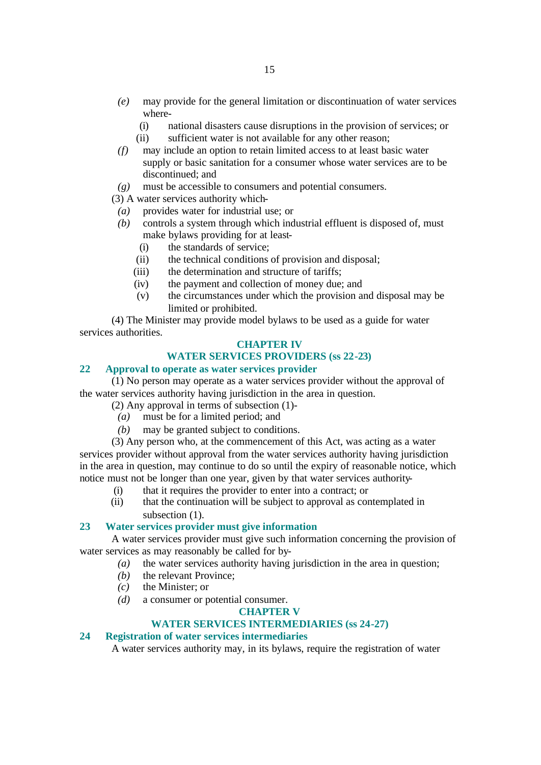- *(e)* may provide for the general limitation or discontinuation of water services where-
  - (i) national disasters cause disruptions in the provision of services; or
  - (ii) sufficient water is not available for any other reason;
- *(f)* may include an option to retain limited access to at least basic water supply or basic sanitation for a consumer whose water services are to be discontinued; and
- *(g)* must be accessible to consumers and potential consumers.

(3) A water services authority which-

- *(a)* provides water for industrial use; or
- *(b)* controls a system through which industrial effluent is disposed of, must make bylaws providing for at least-
  - (i) the standards of service;
  - (ii) the technical conditions of provision and disposal;
  - (iii) the determination and structure of tariffs;
  - (iv) the payment and collection of money due; and
  - (v) the circumstances under which the provision and disposal may be limited or prohibited.

(4) The Minister may provide model bylaws to be used as a guide for water services authorities.

## CHAPTER IV
## WATER SERVICES PROVIDERS (ss 22-23)

### 22 Approval to operate as water services provider

(1) No person may operate as a water services provider without the approval of the water services authority having jurisdiction in the area in question.

(2) Any approval in terms of subsection (1)-

- *(a)* must be for a limited period; and
- *(b)* may be granted subject to conditions.

(3) Any person who, at the commencement of this Act, was acting as a water services provider without approval from the water services authority having jurisdiction in the area in question, may continue to do so until the expiry of reasonable notice, which notice must not be longer than one year, given by that water services authority-

- (i) that it requires the provider to enter into a contract; or
- (ii) that the continuation will be subject to approval as contemplated in subsection (1).

### 23 Water services provider must give information

A water services provider must give such information concerning the provision of water services as may reasonably be called for by-

- *(a)* the water services authority having jurisdiction in the area in question;
- *(b)* the relevant Province;
- *(c)* the Minister; or
- *(d)* a consumer or potential consumer.

## CHAPTER V
## WATER SERVICES INTERMEDIARIES (ss 24-27)

### 24 Registration of water services intermediaries

A water services authority may, in its bylaws, require the registration of water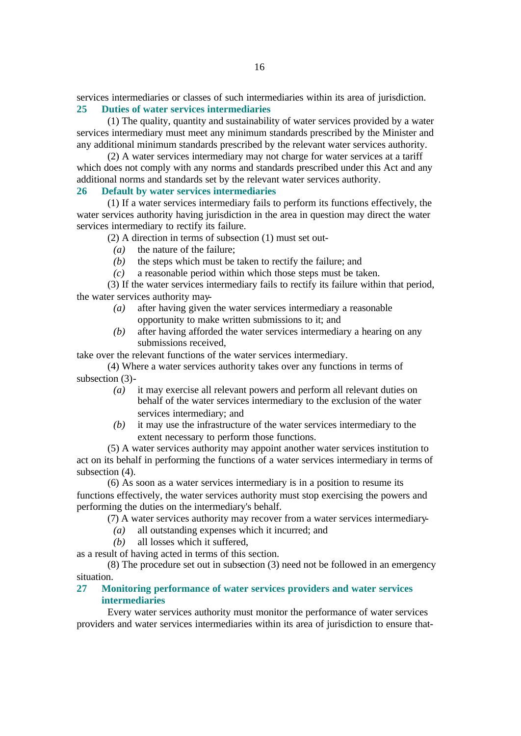services intermediaries or classes of such intermediaries within its area of jurisdiction.

### 25 Duties of water services intermediaries

(1) The quality, quantity and sustainability of water services provided by a water services intermediary must meet any minimum standards prescribed by the Minister and any additional minimum standards prescribed by the relevant water services authority.

(2) A water services intermediary may not charge for water services at a tariff which does not comply with any norms and standards prescribed under this Act and any additional norms and standards set by the relevant water services authority.

### 26 Default by water services intermediaries

(1) If a water services intermediary fails to perform its functions effectively, the water services authority having jurisdiction in the area in question may direct the water services intermediary to rectify its failure.

(2) A direction in terms of subsection (1) must set out-

*(a)* the nature of the failure;

*(b)* the steps which must be taken to rectify the failure; and

*(c)* a reasonable period within which those steps must be taken.

(3) If the water services intermediary fails to rectify its failure within that period, the water services authority may-

*(a)* after having given the water services intermediary a reasonable opportunity to make written submissions to it; and

*(b)* after having afforded the water services intermediary a hearing on any submissions received,

take over the relevant functions of the water services intermediary.

(4) Where a water services authority takes over any functions in terms of subsection (3)-

*(a)* it may exercise all relevant powers and perform all relevant duties on behalf of the water services intermediary to the exclusion of the water services intermediary; and

*(b)* it may use the infrastructure of the water services intermediary to the extent necessary to perform those functions.

(5) A water services authority may appoint another water services institution to act on its behalf in performing the functions of a water services intermediary in terms of subsection (4).

(6) As soon as a water services intermediary is in a position to resume its functions effectively, the water services authority must stop exercising the powers and performing the duties on the intermediary's behalf.

(7) A water services authority may recover from a water services intermediary-

*(a)* all outstanding expenses which it incurred; and

*(b)* all losses which it suffered,

as a result of having acted in terms of this section.

(8) The procedure set out in subsection (3) need not be followed in an emergency situation.

### 27 Monitoring performance of water services providers and water services intermediaries

Every water services authority must monitor the performance of water services providers and water services intermediaries within its area of jurisdiction to ensure that-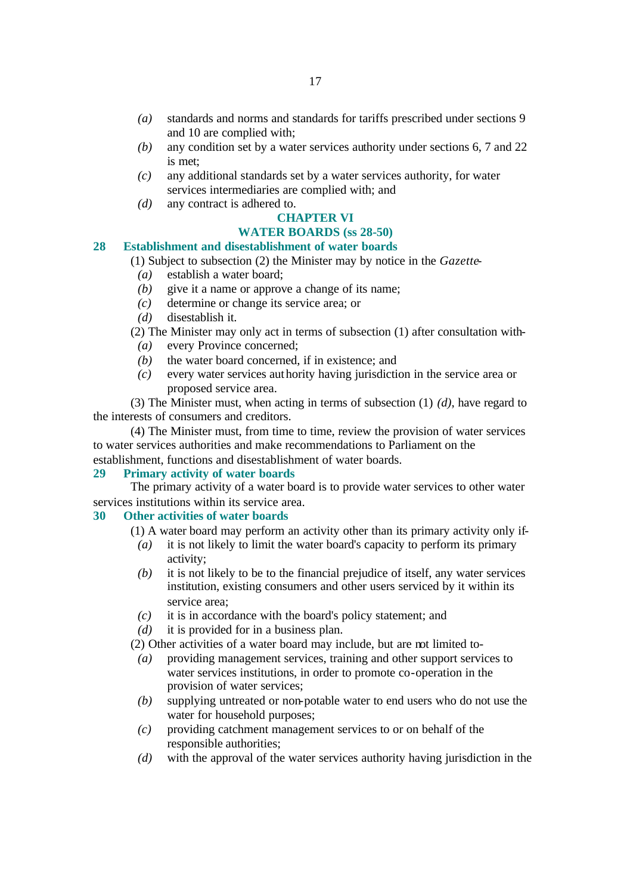*(a)* standards and norms and standards for tariffs prescribed under sections 9 and 10 are complied with;

*(b)* any condition set by a water services authority under sections 6, 7 and 22 is met;

*(c)* any additional standards set by a water services authority, for water services intermediaries are complied with; and

*(d)* any contract is adhered to.

## CHAPTER VI
## WATER BOARDS (ss 28-50)

### 28 Establishment and disestablishment of water boards

(1) Subject to subsection (2) the Minister may by notice in the *Gazette*-

*(a)* establish a water board;

*(b)* give it a name or approve a change of its name;

*(c)* determine or change its service area; or

*(d)* disestablish it.

(2) The Minister may only act in terms of subsection (1) after consultation with-

*(a)* every Province concerned;

*(b)* the water board concerned, if in existence; and

*(c)* every water services authority having jurisdiction in the service area or proposed service area.

(3) The Minister must, when acting in terms of subsection (1) *(d)*, have regard to the interests of consumers and creditors.

(4) The Minister must, from time to time, review the provision of water services to water services authorities and make recommendations to Parliament on the establishment, functions and disestablishment of water boards.

### 29 Primary activity of water boards

The primary activity of a water board is to provide water services to other water services institutions within its service area.

### 30 Other activities of water boards

(1) A water board may perform an activity other than its primary activity only if-

*(a)* it is not likely to limit the water board's capacity to perform its primary activity;

*(b)* it is not likely to be to the financial prejudice of itself, any water services institution, existing consumers and other users serviced by it within its service area;

*(c)* it is in accordance with the board's policy statement; and

*(d)* it is provided for in a business plan.

(2) Other activities of a water board may include, but are not limited to-

*(a)* providing management services, training and other support services to water services institutions, in order to promote co-operation in the provision of water services;

*(b)* supplying untreated or non-potable water to end users who do not use the water for household purposes;

*(c)* providing catchment management services to or on behalf of the responsible authorities;

*(d)* with the approval of the water services authority having jurisdiction in the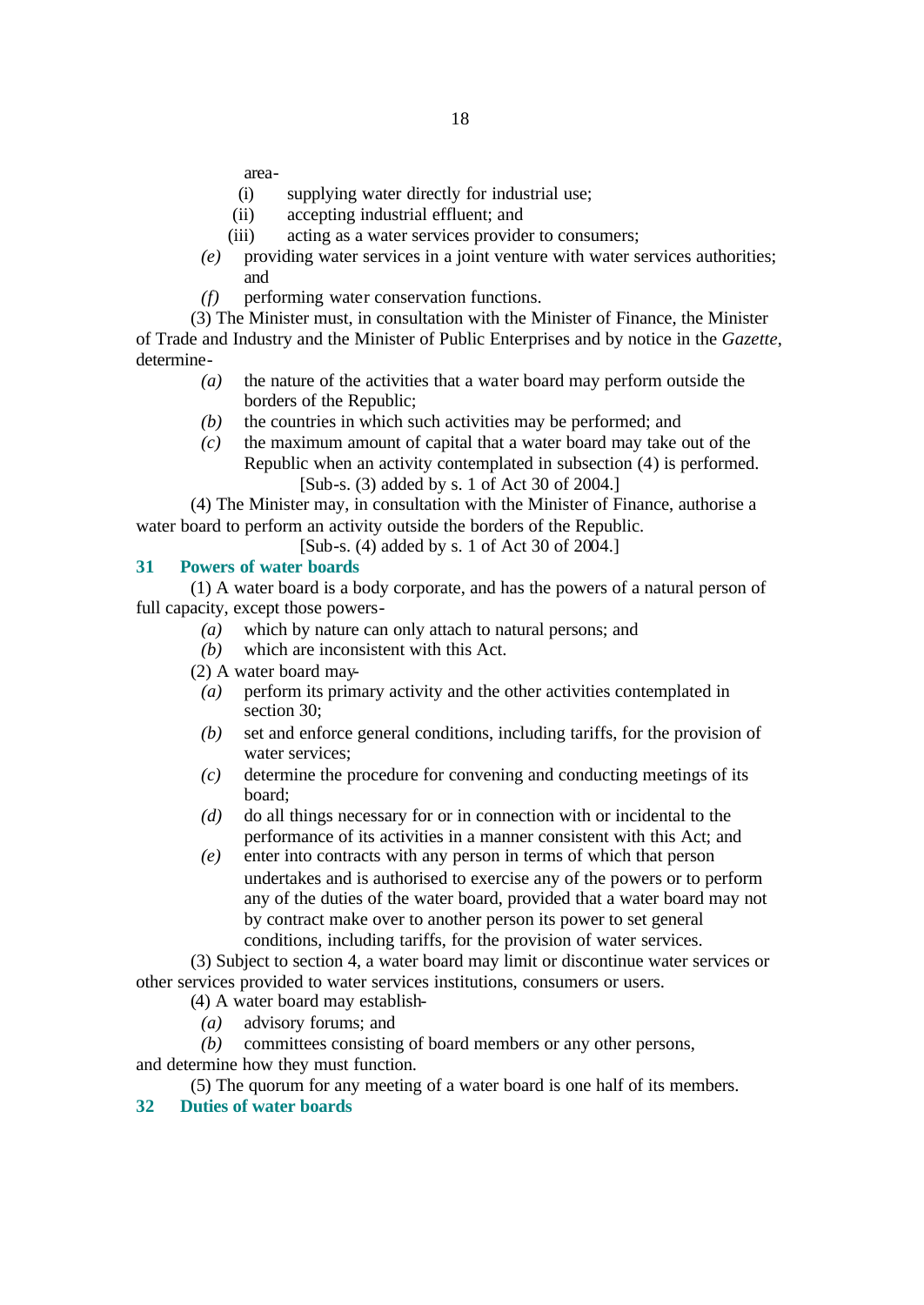area-

(i) supplying water directly for industrial use;

(ii) accepting industrial effluent; and

(iii) acting as a water services provider to consumers;

*(e)* providing water services in a joint venture with water services authorities; and

*(f)* performing water conservation functions.

(3) The Minister must, in consultation with the Minister of Finance, the Minister of Trade and Industry and the Minister of Public Enterprises and by notice in the *Gazette*, determine-

*(a)* the nature of the activities that a water board may perform outside the borders of the Republic;

*(b)* the countries in which such activities may be performed; and

*(c)* the maximum amount of capital that a water board may take out of the Republic when an activity contemplated in subsection (4) is performed.

[Sub-s. (3) added by s. 1 of Act 30 of 2004.]

(4) The Minister may, in consultation with the Minister of Finance, authorise a water board to perform an activity outside the borders of the Republic.

[Sub-s. (4) added by s. 1 of Act 30 of 2004.]

## 31 Powers of water boards

(1) A water board is a body corporate, and has the powers of a natural person of full capacity, except those powers-

*(a)* which by nature can only attach to natural persons; and

*(b)* which are inconsistent with this Act.

(2) A water board may-

*(a)* perform its primary activity and the other activities contemplated in section 30;

*(b)* set and enforce general conditions, including tariffs, for the provision of water services;

*(c)* determine the procedure for convening and conducting meetings of its board;

*(d)* do all things necessary for or in connection with or incidental to the performance of its activities in a manner consistent with this Act; and

*(e)* enter into contracts with any person in terms of which that person undertakes and is authorised to exercise any of the powers or to perform any of the duties of the water board, provided that a water board may not by contract make over to another person its power to set general conditions, including tariffs, for the provision of water services.

(3) Subject to section 4, a water board may limit or discontinue water services or other services provided to water services institutions, consumers or users.

(4) A water board may establish-

*(a)* advisory forums; and

*(b)* committees consisting of board members or any other persons,

and determine how they must function.

(5) The quorum for any meeting of a water board is one half of its members.

## 32 Duties of water boards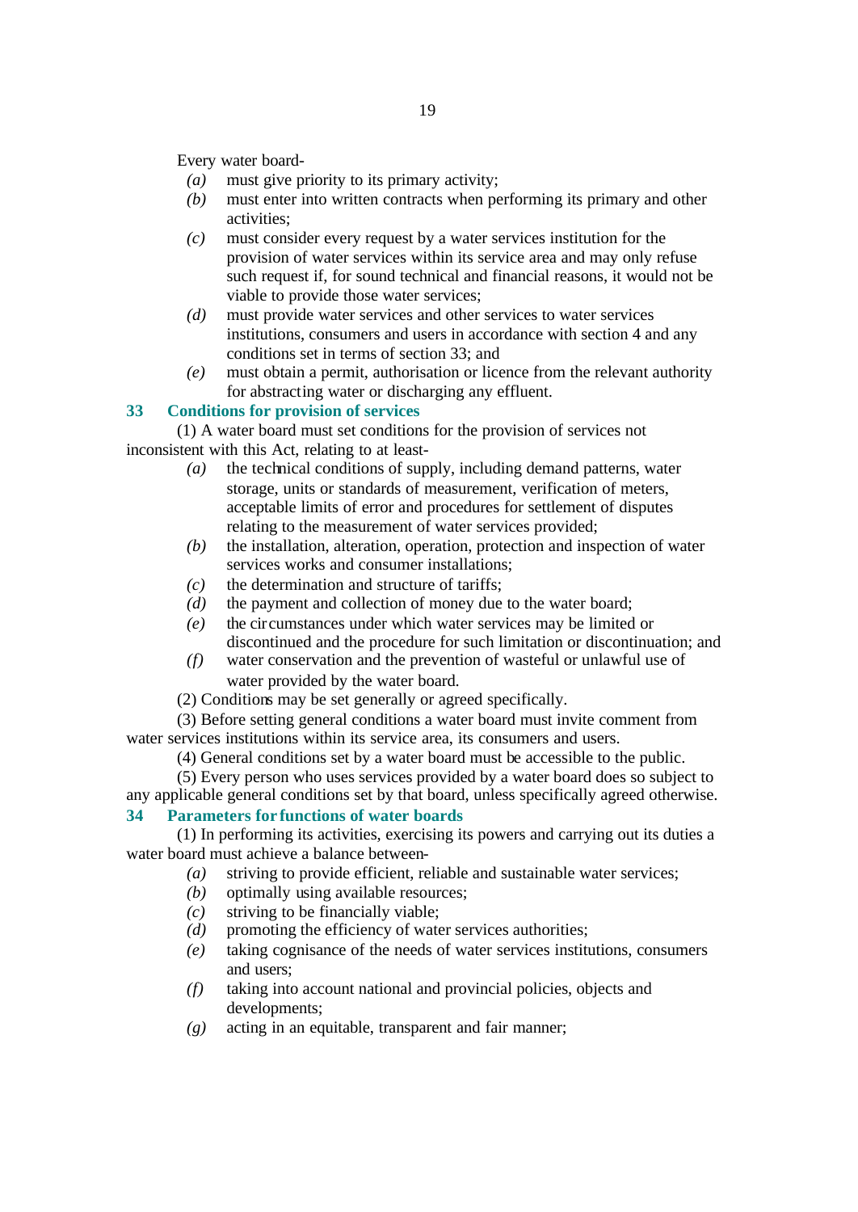Every water board-

*(a)* must give priority to its primary activity;

*(b)* must enter into written contracts when performing its primary and other activities;

*(c)* must consider every request by a water services institution for the provision of water services within its service area and may only refuse such request if, for sound technical and financial reasons, it would not be viable to provide those water services;

*(d)* must provide water services and other services to water services institutions, consumers and users in accordance with section 4 and any conditions set in terms of section 33; and

*(e)* must obtain a permit, authorisation or licence from the relevant authority for abstracting water or discharging any effluent.

## 33 Conditions for provision of services

(1) A water board must set conditions for the provision of services not inconsistent with this Act, relating to at least-

*(a)* the technical conditions of supply, including demand patterns, water storage, units or standards of measurement, verification of meters, acceptable limits of error and procedures for settlement of disputes relating to the measurement of water services provided;

*(b)* the installation, alteration, operation, protection and inspection of water services works and consumer installations;

*(c)* the determination and structure of tariffs;

*(d)* the payment and collection of money due to the water board;

*(e)* the circumstances under which water services may be limited or discontinued and the procedure for such limitation or discontinuation; and

*(f)* water conservation and the prevention of wasteful or unlawful use of water provided by the water board.

(2) Conditions may be set generally or agreed specifically.

(3) Before setting general conditions a water board must invite comment from water services institutions within its service area, its consumers and users.

(4) General conditions set by a water board must be accessible to the public.

(5) Every person who uses services provided by a water board does so subject to any applicable general conditions set by that board, unless specifically agreed otherwise.

## 34 Parameters for functions of water boards

(1) In performing its activities, exercising its powers and carrying out its duties a water board must achieve a balance between-

*(a)* striving to provide efficient, reliable and sustainable water services;

*(b)* optimally using available resources;

*(c)* striving to be financially viable;

*(d)* promoting the efficiency of water services authorities;

*(e)* taking cognisance of the needs of water services institutions, consumers and users;

*(f)* taking into account national and provincial policies, objects and developments;

*(g)* acting in an equitable, transparent and fair manner;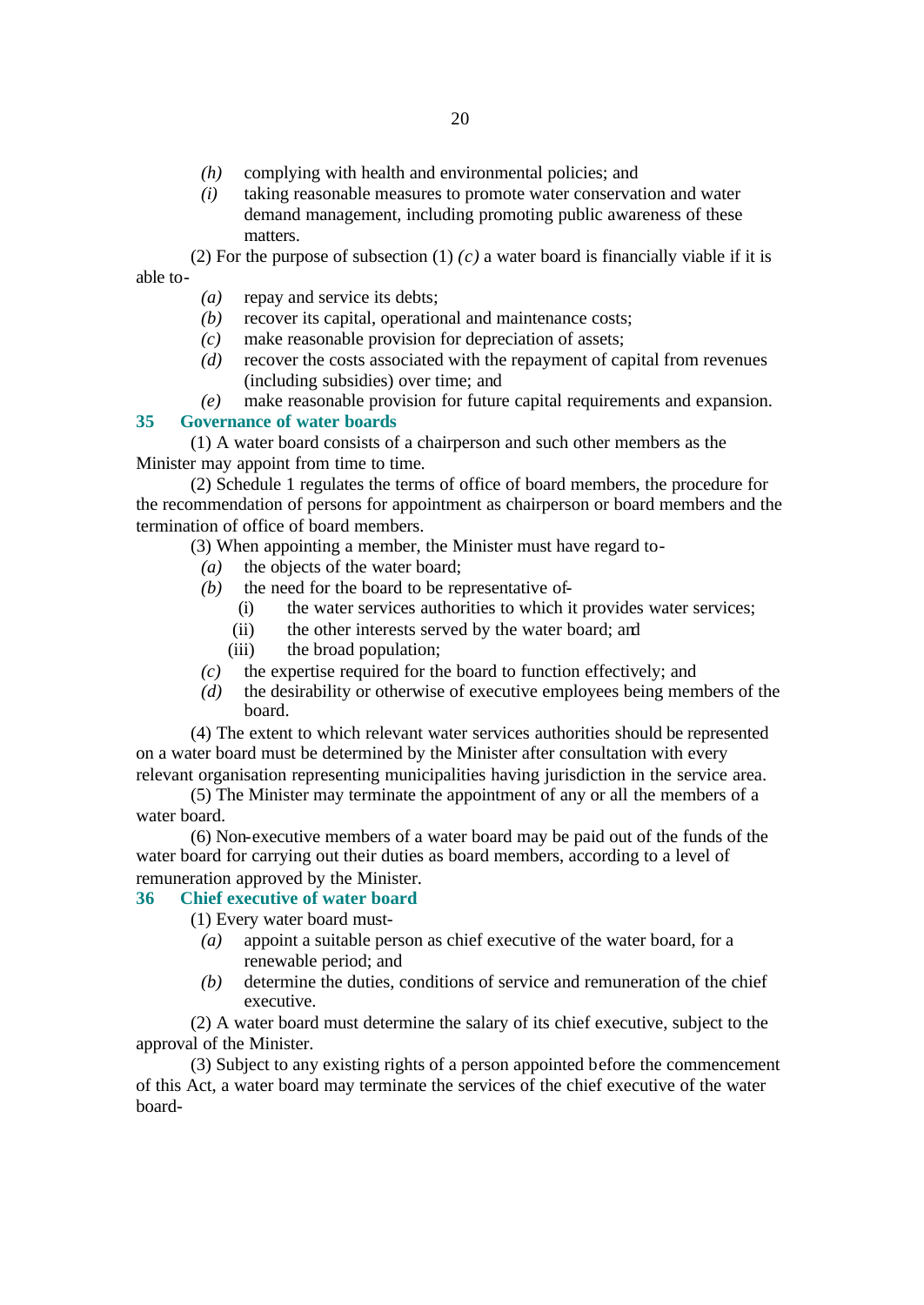- *(h)* complying with health and environmental policies; and
- *(i)* taking reasonable measures to promote water conservation and water demand management, including promoting public awareness of these matters.

(2) For the purpose of subsection (1) *(c)* a water board is financially viable if it is able to-

- *(a)* repay and service its debts;
- *(b)* recover its capital, operational and maintenance costs;
- *(c)* make reasonable provision for depreciation of assets;
- *(d)* recover the costs associated with the repayment of capital from revenues (including subsidies) over time; and
- *(e)* make reasonable provision for future capital requirements and expansion.

## 35 Governance of water boards

(1) A water board consists of a chairperson and such other members as the Minister may appoint from time to time.

(2) Schedule 1 regulates the terms of office of board members, the procedure for the recommendation of persons for appointment as chairperson or board members and the termination of office of board members.

(3) When appointing a member, the Minister must have regard to-

- *(a)* the objects of the water board;
- *(b)* the need for the board to be representative of-
  - (i) the water services authorities to which it provides water services;
  - (ii) the other interests served by the water board; and
  - (iii) the broad population;
- *(c)* the expertise required for the board to function effectively; and
- *(d)* the desirability or otherwise of executive employees being members of the board.

(4) The extent to which relevant water services authorities should be represented on a water board must be determined by the Minister after consultation with every relevant organisation representing municipalities having jurisdiction in the service area.

(5) The Minister may terminate the appointment of any or all the members of a water board.

(6) Non-executive members of a water board may be paid out of the funds of the water board for carrying out their duties as board members, according to a level of remuneration approved by the Minister.

## 36 Chief executive of water board

(1) Every water board must-

- *(a)* appoint a suitable person as chief executive of the water board, for a renewable period; and
- *(b)* determine the duties, conditions of service and remuneration of the chief executive.

(2) A water board must determine the salary of its chief executive, subject to the approval of the Minister.

(3) Subject to any existing rights of a person appointed before the commencement of this Act, a water board may terminate the services of the chief executive of the water board-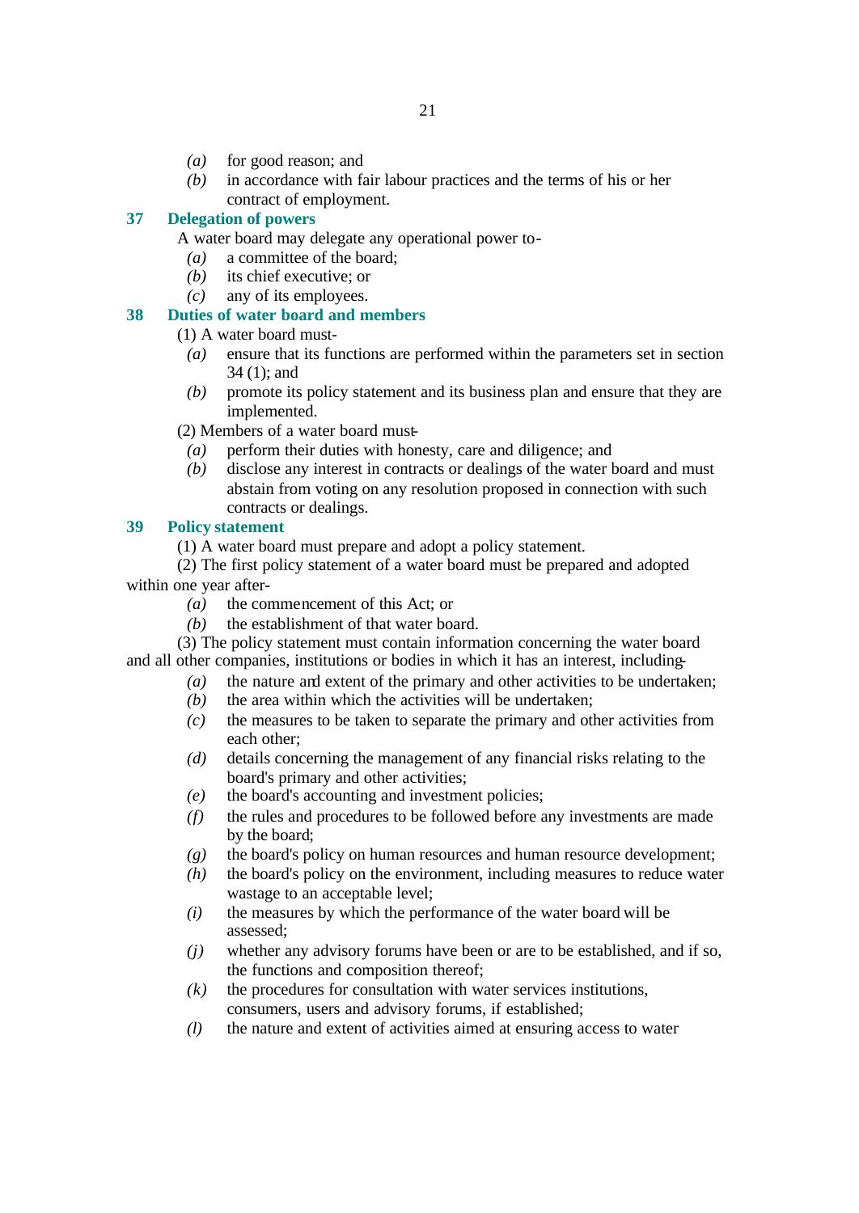*(a)* for good reason; and

*(b)* in accordance with fair labour practices and the terms of his or her contract of employment.

## 37 Delegation of powers

A water board may delegate any operational power to-

*(a)* a committee of the board;

*(b)* its chief executive; or

*(c)* any of its employees.

## 38 Duties of water board and members

(1) A water board must-

*(a)* ensure that its functions are performed within the parameters set in section 34 (1); and

*(b)* promote its policy statement and its business plan and ensure that they are implemented.

(2) Members of a water board must-

*(a)* perform their duties with honesty, care and diligence; and

*(b)* disclose any interest in contracts or dealings of the water board and must abstain from voting on any resolution proposed in connection with such contracts or dealings.

## 39 Policy statement

(1) A water board must prepare and adopt a policy statement.

(2) The first policy statement of a water board must be prepared and adopted within one year after-

*(a)* the commencement of this Act; or

*(b)* the establishment of that water board.

(3) The policy statement must contain information concerning the water board and all other companies, institutions or bodies in which it has an interest, including-

*(a)* the nature and extent of the primary and other activities to be undertaken;

*(b)* the area within which the activities will be undertaken;

*(c)* the measures to be taken to separate the primary and other activities from each other;

*(d)* details concerning the management of any financial risks relating to the board's primary and other activities;

*(e)* the board's accounting and investment policies;

*(f)* the rules and procedures to be followed before any investments are made by the board;

*(g)* the board's policy on human resources and human resource development;

*(h)* the board's policy on the environment, including measures to reduce water wastage to an acceptable level;

*(i)* the measures by which the performance of the water board will be assessed;

*(j)* whether any advisory forums have been or are to be established, and if so, the functions and composition thereof;

*(k)* the procedures for consultation with water services institutions, consumers, users and advisory forums, if established;

*(l)* the nature and extent of activities aimed at ensuring access to water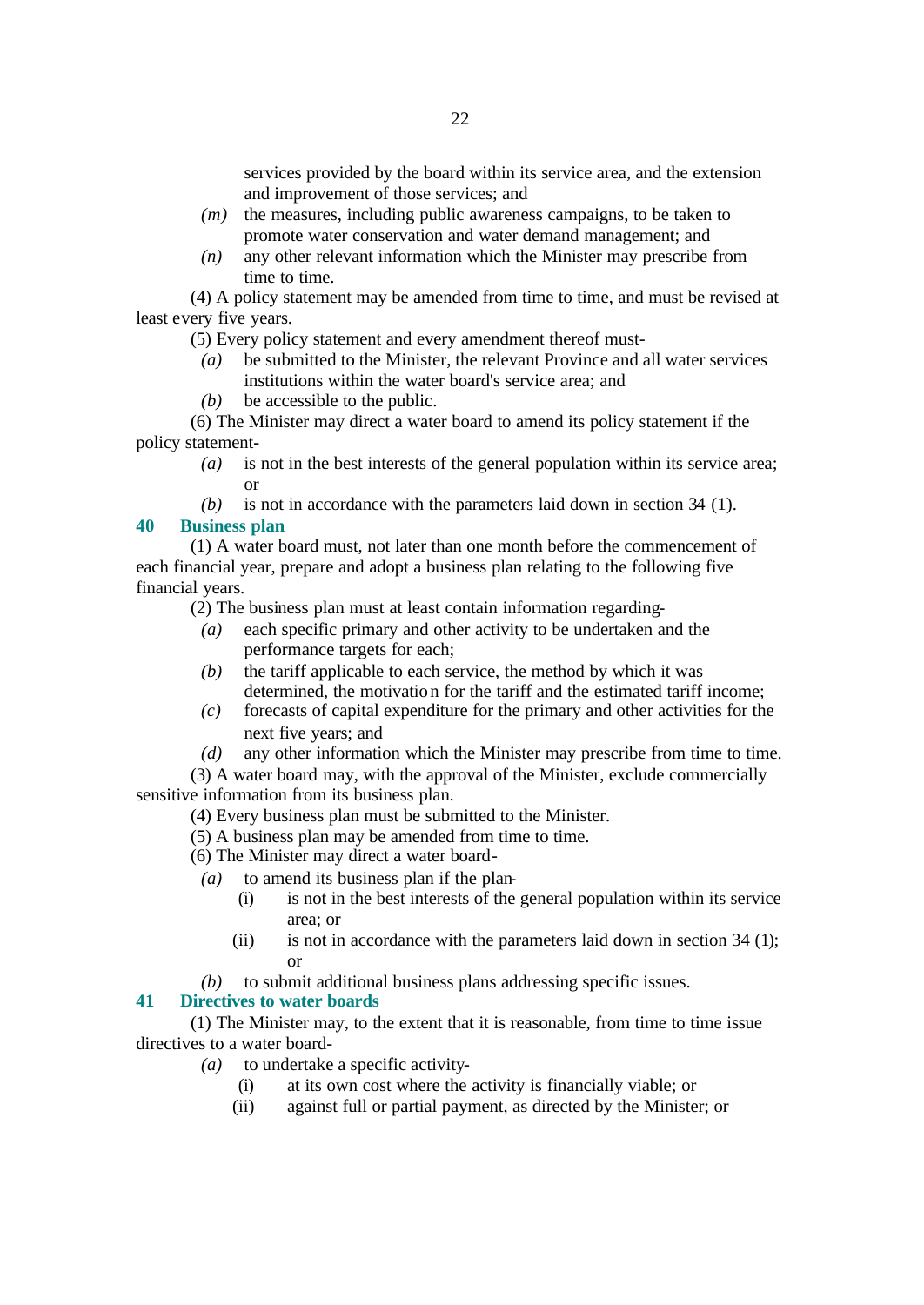services provided by the board within its service area, and the extension and improvement of those services; and

*(m)* the measures, including public awareness campaigns, to be taken to promote water conservation and water demand management; and

*(n)* any other relevant information which the Minister may prescribe from time to time.

(4) A policy statement may be amended from time to time, and must be revised at least every five years.

(5) Every policy statement and every amendment thereof must-

*(a)* be submitted to the Minister, the relevant Province and all water services institutions within the water board's service area; and

*(b)* be accessible to the public.

(6) The Minister may direct a water board to amend its policy statement if the policy statement-

*(a)* is not in the best interests of the general population within its service area; or

*(b)* is not in accordance with the parameters laid down in section 34 (1).

## 40 Business plan

(1) A water board must, not later than one month before the commencement of each financial year, prepare and adopt a business plan relating to the following five financial years.

(2) The business plan must at least contain information regarding-

*(a)* each specific primary and other activity to be undertaken and the performance targets for each;

*(b)* the tariff applicable to each service, the method by which it was determined, the motivation for the tariff and the estimated tariff income;

*(c)* forecasts of capital expenditure for the primary and other activities for the next five years; and

*(d)* any other information which the Minister may prescribe from time to time.

(3) A water board may, with the approval of the Minister, exclude commercially sensitive information from its business plan.

(4) Every business plan must be submitted to the Minister.

(5) A business plan may be amended from time to time.

(6) The Minister may direct a water board-

*(a)* to amend its business plan if the plan-

(i) is not in the best interests of the general population within its service area; or

(ii) is not in accordance with the parameters laid down in section 34 (1); or

*(b)* to submit additional business plans addressing specific issues.

## 41 Directives to water boards

(1) The Minister may, to the extent that it is reasonable, from time to time issue directives to a water board-

*(a)* to undertake a specific activity-

(i) at its own cost where the activity is financially viable; or

(ii) against full or partial payment, as directed by the Minister; or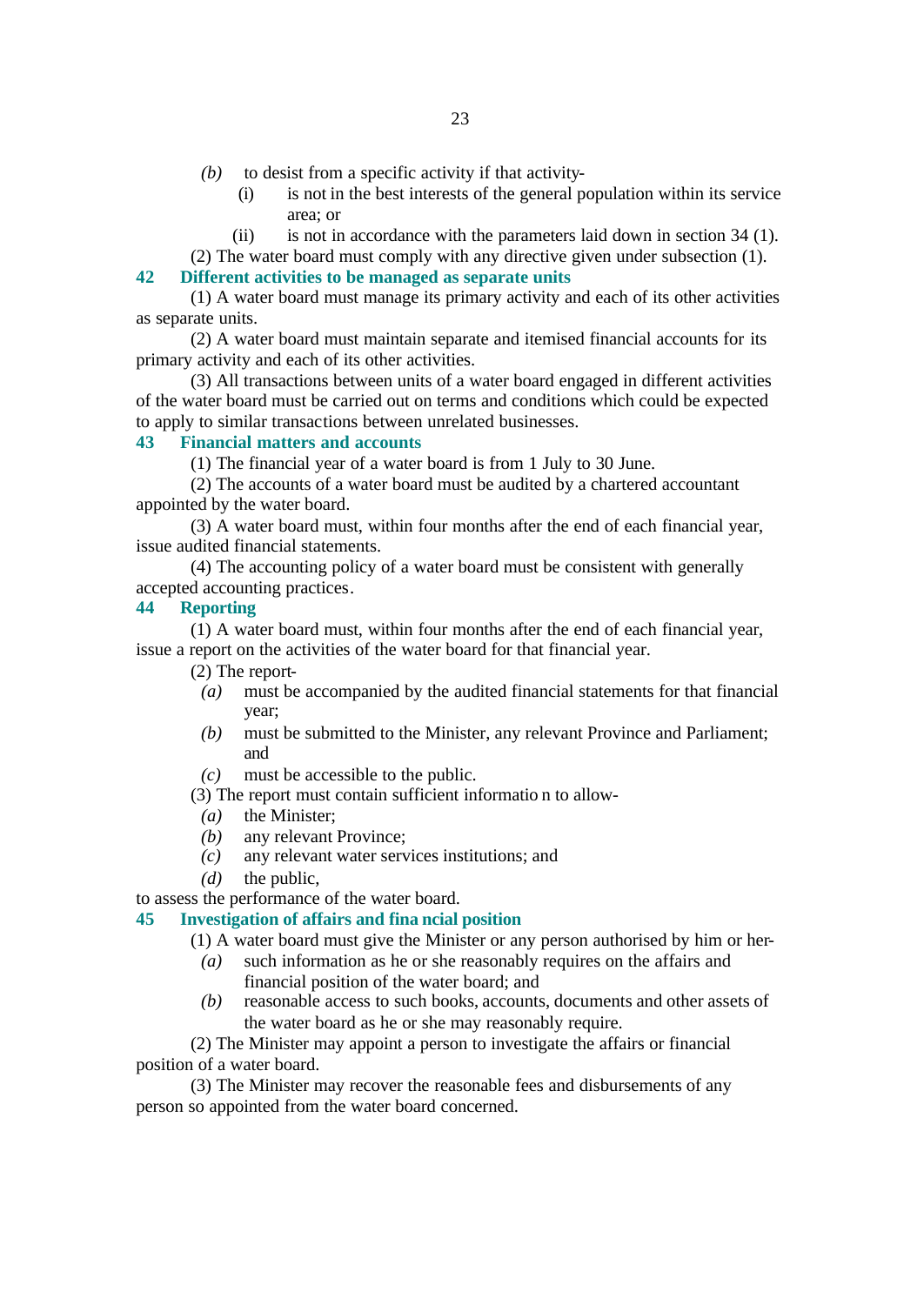*(b)* to desist from a specific activity if that activity-

(i) is not in the best interests of the general population within its service area; or

(ii) is not in accordance with the parameters laid down in section 34 (1).

(2) The water board must comply with any directive given under subsection (1).

### 42 Different activities to be managed as separate units

(1) A water board must manage its primary activity and each of its other activities as separate units.

(2) A water board must maintain separate and itemised financial accounts for its primary activity and each of its other activities.

(3) All transactions between units of a water board engaged in different activities of the water board must be carried out on terms and conditions which could be expected to apply to similar transactions between unrelated businesses.

### 43 Financial matters and accounts

(1) The financial year of a water board is from 1 July to 30 June.

(2) The accounts of a water board must be audited by a chartered accountant appointed by the water board.

(3) A water board must, within four months after the end of each financial year, issue audited financial statements.

(4) The accounting policy of a water board must be consistent with generally accepted accounting practices.

### 44 Reporting

(1) A water board must, within four months after the end of each financial year, issue a report on the activities of the water board for that financial year.

(2) The report-

*(a)* must be accompanied by the audited financial statements for that financial year;

*(b)* must be submitted to the Minister, any relevant Province and Parliament; and

*(c)* must be accessible to the public.

(3) The report must contain sufficient information to allow-

*(a)* the Minister;

*(b)* any relevant Province;

*(c)* any relevant water services institutions; and

*(d)* the public,

to assess the performance of the water board.

### 45 Investigation of affairs and financial position

(1) A water board must give the Minister or any person authorised by him or her-

*(a)* such information as he or she reasonably requires on the affairs and financial position of the water board; and

*(b)* reasonable access to such books, accounts, documents and other assets of the water board as he or she may reasonably require.

(2) The Minister may appoint a person to investigate the affairs or financial position of a water board.

(3) The Minister may recover the reasonable fees and disbursements of any person so appointed from the water board concerned.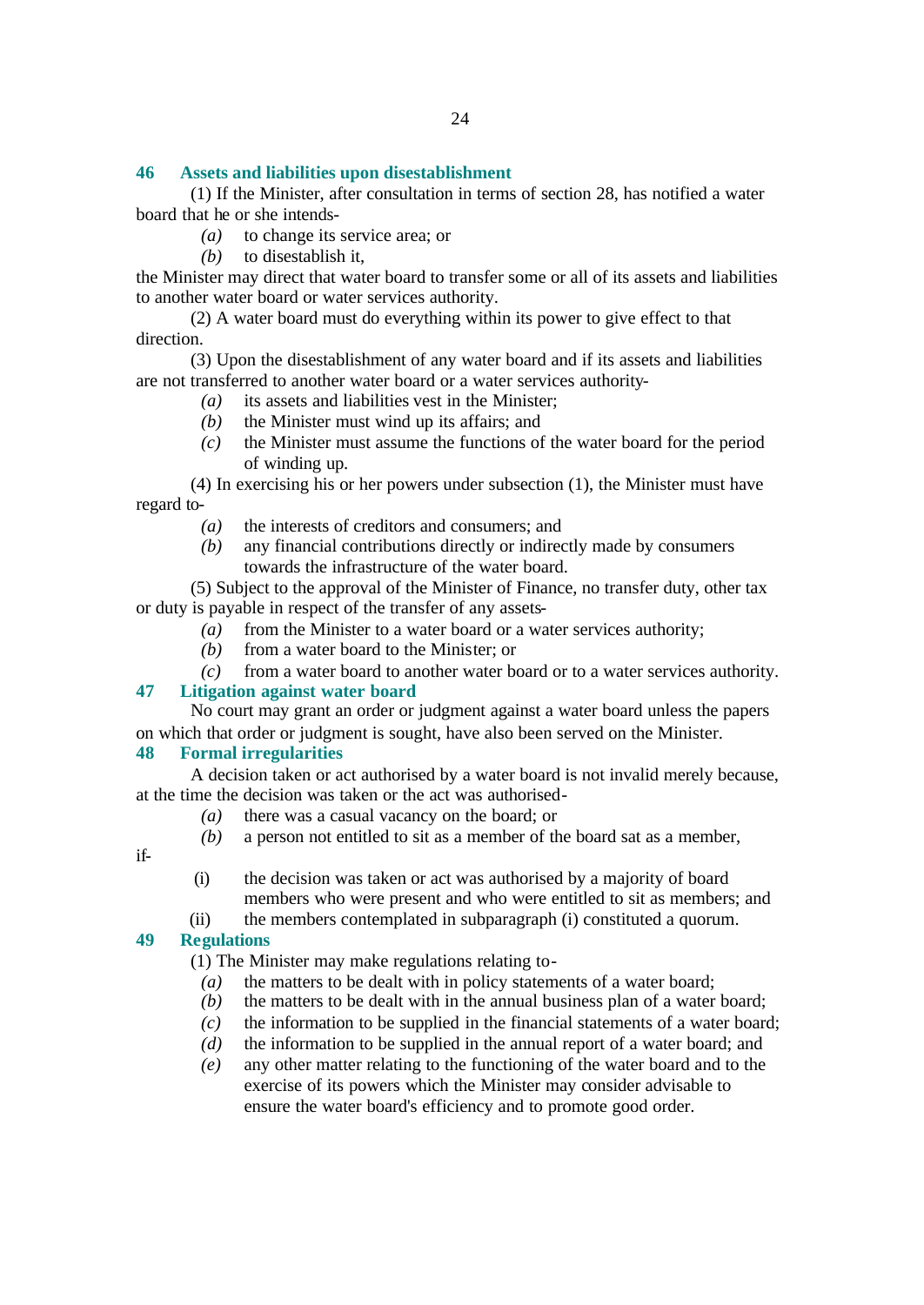### 46 Assets and liabilities upon disestablishment

(1) If the Minister, after consultation in terms of section 28, has notified a water board that he or she intends-

*(a)* to change its service area; or

*(b)* to disestablish it,

the Minister may direct that water board to transfer some or all of its assets and liabilities to another water board or water services authority.

(2) A water board must do everything within its power to give effect to that direction.

(3) Upon the disestablishment of any water board and if its assets and liabilities are not transferred to another water board or a water services authority-

*(a)* its assets and liabilities vest in the Minister;

*(b)* the Minister must wind up its affairs; and

*(c)* the Minister must assume the functions of the water board for the period of winding up.

(4) In exercising his or her powers under subsection (1), the Minister must have regard to-

*(a)* the interests of creditors and consumers; and

*(b)* any financial contributions directly or indirectly made by consumers towards the infrastructure of the water board.

(5) Subject to the approval of the Minister of Finance, no transfer duty, other tax or duty is payable in respect of the transfer of any assets-

*(a)* from the Minister to a water board or a water services authority;

*(b)* from a water board to the Minister; or

*(c)* from a water board to another water board or to a water services authority.

### 47 Litigation against water board

No court may grant an order or judgment against a water board unless the papers on which that order or judgment is sought, have also been served on the Minister.

### 48 Formal irregularities

A decision taken or act authorised by a water board is not invalid merely because, at the time the decision was taken or the act was authorised-

*(a)* there was a casual vacancy on the board; or

*(b)* a person not entitled to sit as a member of the board sat as a member,

if-

(i) the decision was taken or act was authorised by a majority of board members who were present and who were entitled to sit as members; and

(ii) the members contemplated in subparagraph (i) constituted a quorum.

### 49 Regulations

(1) The Minister may make regulations relating to-

*(a)* the matters to be dealt with in policy statements of a water board;

*(b)* the matters to be dealt with in the annual business plan of a water board;

*(c)* the information to be supplied in the financial statements of a water board;

*(d)* the information to be supplied in the annual report of a water board; and

*(e)* any other matter relating to the functioning of the water board and to the exercise of its powers which the Minister may consider advisable to ensure the water board's efficiency and to promote good order.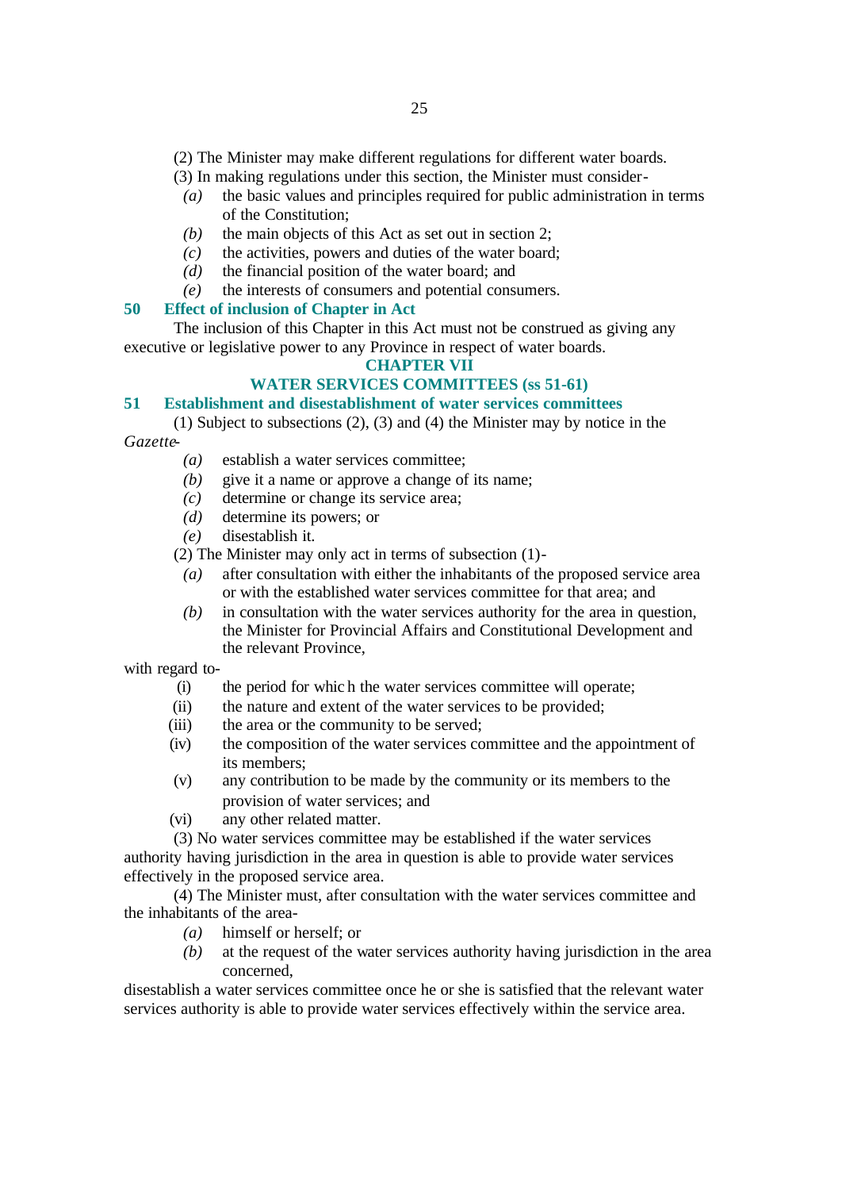(2) The Minister may make different regulations for different water boards.

(3) In making regulations under this section, the Minister must consider-

*(a)* the basic values and principles required for public administration in terms of the Constitution;

*(b)* the main objects of this Act as set out in section 2;

*(c)* the activities, powers and duties of the water board;

*(d)* the financial position of the water board; and

*(e)* the interests of consumers and potential consumers.

### 50 Effect of inclusion of Chapter in Act

The inclusion of this Chapter in this Act must not be construed as giving any executive or legislative power to any Province in respect of water boards.

## CHAPTER VII

## WATER SERVICES COMMITTEES (ss 51-61)

### 51 Establishment and disestablishment of water services committees

(1) Subject to subsections (2), (3) and (4) the Minister may by notice in the *Gazette*-

*(a)* establish a water services committee;

*(b)* give it a name or approve a change of its name;

*(c)* determine or change its service area;

*(d)* determine its powers; or

*(e)* disestablish it.

(2) The Minister may only act in terms of subsection (1)-

*(a)* after consultation with either the inhabitants of the proposed service area or with the established water services committee for that area; and

*(b)* in consultation with the water services authority for the area in question, the Minister for Provincial Affairs and Constitutional Development and the relevant Province,

with regard to-

(i) the period for which the water services committee will operate;

(ii) the nature and extent of the water services to be provided;

(iii) the area or the community to be served;

(iv) the composition of the water services committee and the appointment of its members;

(v) any contribution to be made by the community or its members to the provision of water services; and

(vi) any other related matter.

(3) No water services committee may be established if the water services authority having jurisdiction in the area in question is able to provide water services effectively in the proposed service area.

(4) The Minister must, after consultation with the water services committee and the inhabitants of the area-

*(a)* himself or herself; or

*(b)* at the request of the water services authority having jurisdiction in the area concerned,

disestablish a water services committee once he or she is satisfied that the relevant water services authority is able to provide water services effectively within the service area.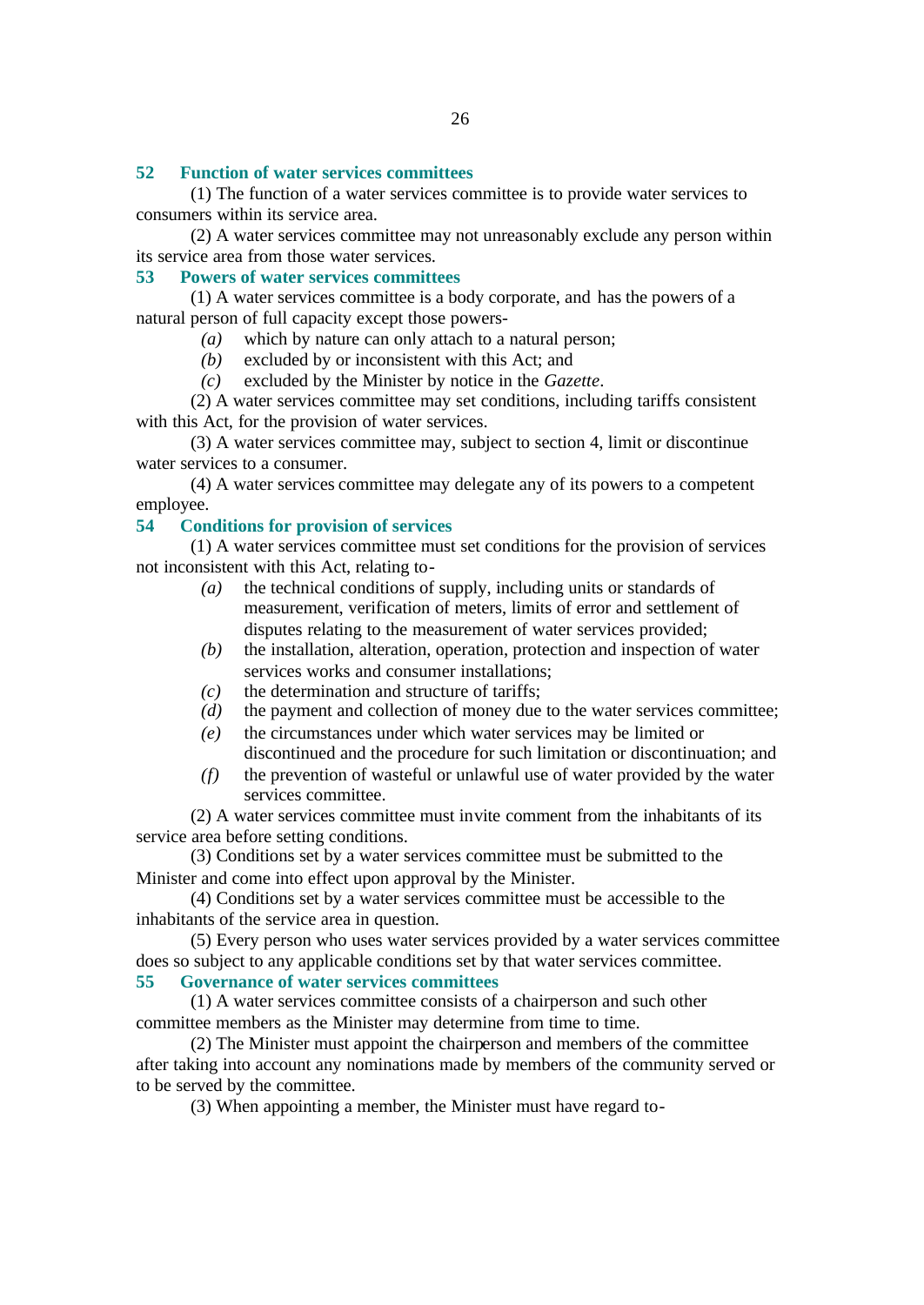## 52 Function of water services committees

(1) The function of a water services committee is to provide water services to consumers within its service area.

(2) A water services committee may not unreasonably exclude any person within its service area from those water services.

## 53 Powers of water services committees

(1) A water services committee is a body corporate, and has the powers of a natural person of full capacity except those powers-

*(a)* which by nature can only attach to a natural person;

*(b)* excluded by or inconsistent with this Act; and

*(c)* excluded by the Minister by notice in the *Gazette*.

(2) A water services committee may set conditions, including tariffs consistent with this Act, for the provision of water services.

(3) A water services committee may, subject to section 4, limit or discontinue water services to a consumer.

(4) A water services committee may delegate any of its powers to a competent employee.

## 54 Conditions for provision of services

(1) A water services committee must set conditions for the provision of services not inconsistent with this Act, relating to-

*(a)* the technical conditions of supply, including units or standards of measurement, verification of meters, limits of error and settlement of disputes relating to the measurement of water services provided;

*(b)* the installation, alteration, operation, protection and inspection of water services works and consumer installations;

*(c)* the determination and structure of tariffs;

*(d)* the payment and collection of money due to the water services committee;

*(e)* the circumstances under which water services may be limited or discontinued and the procedure for such limitation or discontinuation; and

*(f)* the prevention of wasteful or unlawful use of water provided by the water services committee.

(2) A water services committee must invite comment from the inhabitants of its service area before setting conditions.

(3) Conditions set by a water services committee must be submitted to the Minister and come into effect upon approval by the Minister.

(4) Conditions set by a water services committee must be accessible to the inhabitants of the service area in question.

(5) Every person who uses water services provided by a water services committee does so subject to any applicable conditions set by that water services committee.

## 55 Governance of water services committees

(1) A water services committee consists of a chairperson and such other committee members as the Minister may determine from time to time.

(2) The Minister must appoint the chairperson and members of the committee after taking into account any nominations made by members of the community served or to be served by the committee.

(3) When appointing a member, the Minister must have regard to-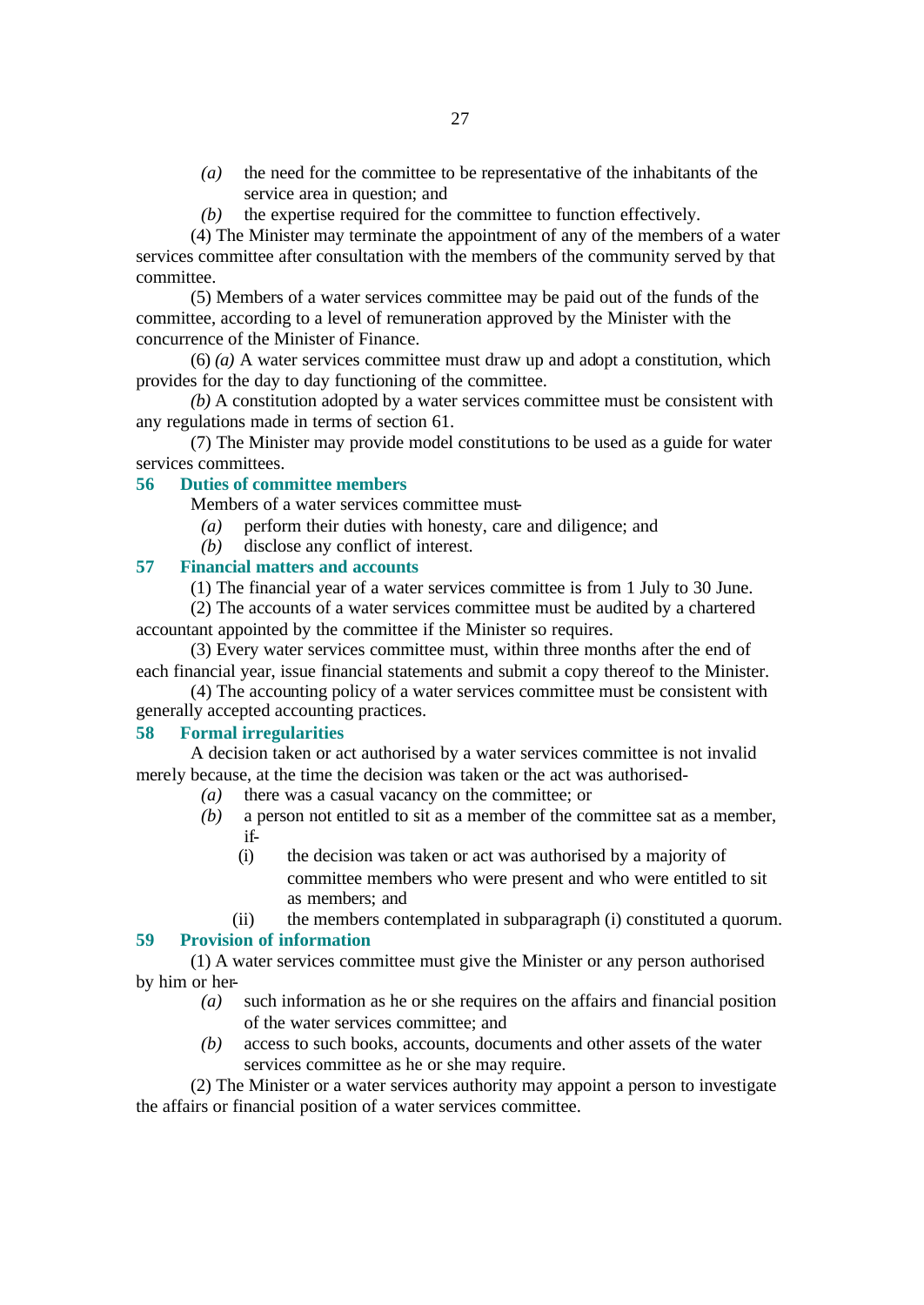*(a)* the need for the committee to be representative of the inhabitants of the service area in question; and

*(b)* the expertise required for the committee to function effectively.

(4) The Minister may terminate the appointment of any of the members of a water services committee after consultation with the members of the community served by that committee.

(5) Members of a water services committee may be paid out of the funds of the committee, according to a level of remuneration approved by the Minister with the concurrence of the Minister of Finance.

(6) *(a)* A water services committee must draw up and adopt a constitution, which provides for the day to day functioning of the committee.

*(b)* A constitution adopted by a water services committee must be consistent with any regulations made in terms of section 61.

(7) The Minister may provide model constitutions to be used as a guide for water services committees.

### 56 Duties of committee members

Members of a water services committee must-

*(a)* perform their duties with honesty, care and diligence; and

*(b)* disclose any conflict of interest.

### 57 Financial matters and accounts

(1) The financial year of a water services committee is from 1 July to 30 June.

(2) The accounts of a water services committee must be audited by a chartered accountant appointed by the committee if the Minister so requires.

(3) Every water services committee must, within three months after the end of each financial year, issue financial statements and submit a copy thereof to the Minister.

(4) The accounting policy of a water services committee must be consistent with generally accepted accounting practices.

### 58 Formal irregularities

A decision taken or act authorised by a water services committee is not invalid merely because, at the time the decision was taken or the act was authorised-

*(a)* there was a casual vacancy on the committee; or

*(b)* a person not entitled to sit as a member of the committee sat as a member, if-

(i) the decision was taken or act was authorised by a majority of committee members who were present and who were entitled to sit as members; and

(ii) the members contemplated in subparagraph (i) constituted a quorum.

### 59 Provision of information

(1) A water services committee must give the Minister or any person authorised by him or her-

*(a)* such information as he or she requires on the affairs and financial position of the water services committee; and

*(b)* access to such books, accounts, documents and other assets of the water services committee as he or she may require.

(2) The Minister or a water services authority may appoint a person to investigate the affairs or financial position of a water services committee.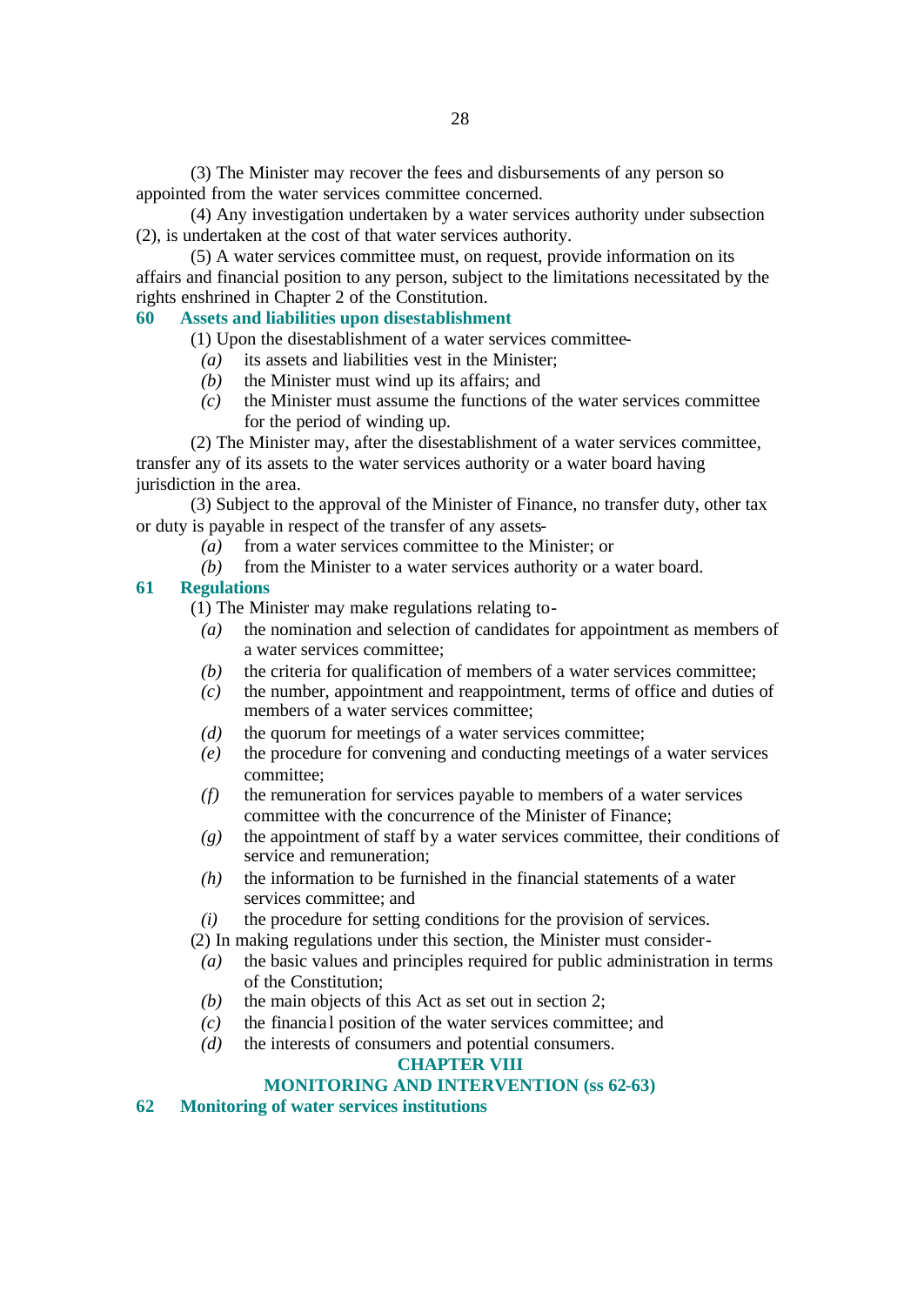(3) The Minister may recover the fees and disbursements of any person so appointed from the water services committee concerned.

(4) Any investigation undertaken by a water services authority under subsection (2), is undertaken at the cost of that water services authority.

(5) A water services committee must, on request, provide information on its affairs and financial position to any person, subject to the limitations necessitated by the rights enshrined in Chapter 2 of the Constitution.

### 60 Assets and liabilities upon disestablishment

(1) Upon the disestablishment of a water services committee-

*(a)* its assets and liabilities vest in the Minister;

*(b)* the Minister must wind up its affairs; and

*(c)* the Minister must assume the functions of the water services committee for the period of winding up.

(2) The Minister may, after the disestablishment of a water services committee, transfer any of its assets to the water services authority or a water board having jurisdiction in the area.

(3) Subject to the approval of the Minister of Finance, no transfer duty, other tax or duty is payable in respect of the transfer of any assets-

*(a)* from a water services committee to the Minister; or

*(b)* from the Minister to a water services authority or a water board.

### 61 Regulations

(1) The Minister may make regulations relating to-

*(a)* the nomination and selection of candidates for appointment as members of a water services committee;

*(b)* the criteria for qualification of members of a water services committee;

*(c)* the number, appointment and reappointment, terms of office and duties of members of a water services committee;

*(d)* the quorum for meetings of a water services committee;

*(e)* the procedure for convening and conducting meetings of a water services committee;

*(f)* the remuneration for services payable to members of a water services committee with the concurrence of the Minister of Finance;

*(g)* the appointment of staff by a water services committee, their conditions of service and remuneration;

*(h)* the information to be furnished in the financial statements of a water services committee; and

*(i)* the procedure for setting conditions for the provision of services.

(2) In making regulations under this section, the Minister must consider-

*(a)* the basic values and principles required for public administration in terms of the Constitution;

*(b)* the main objects of this Act as set out in section 2;

*(c)* the financial position of the water services committee; and

*(d)* the interests of consumers and potential consumers.

## CHAPTER VIII

## MONITORING AND INTERVENTION (ss 62-63)

### 62 Monitoring of water services institutions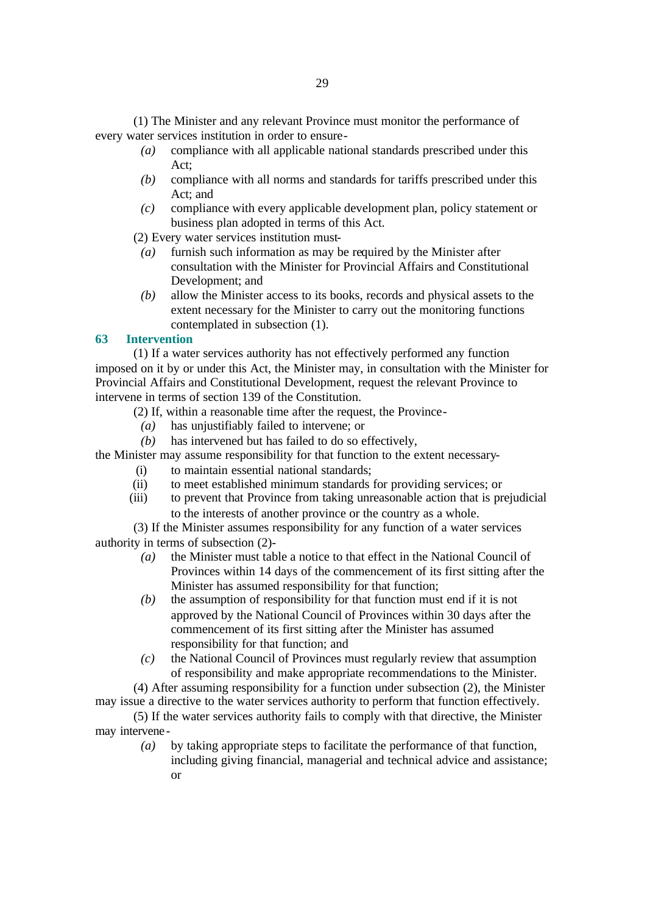(1) The Minister and any relevant Province must monitor the performance of every water services institution in order to ensure-

*(a)* compliance with all applicable national standards prescribed under this Act;

*(b)* compliance with all norms and standards for tariffs prescribed under this Act; and

*(c)* compliance with every applicable development plan, policy statement or business plan adopted in terms of this Act.

(2) Every water services institution must-

*(a)* furnish such information as may be required by the Minister after consultation with the Minister for Provincial Affairs and Constitutional Development; and

*(b)* allow the Minister access to its books, records and physical assets to the extent necessary for the Minister to carry out the monitoring functions contemplated in subsection (1).

### 63 Intervention

(1) If a water services authority has not effectively performed any function imposed on it by or under this Act, the Minister may, in consultation with the Minister for Provincial Affairs and Constitutional Development, request the relevant Province to intervene in terms of section 139 of the Constitution.

(2) If, within a reasonable time after the request, the Province-

*(a)* has unjustifiably failed to intervene; or

*(b)* has intervened but has failed to do so effectively,

the Minister may assume responsibility for that function to the extent necessary-

(i) to maintain essential national standards;

(ii) to meet established minimum standards for providing services; or

(iii) to prevent that Province from taking unreasonable action that is prejudicial to the interests of another province or the country as a whole.

(3) If the Minister assumes responsibility for any function of a water services authority in terms of subsection (2)-

*(a)* the Minister must table a notice to that effect in the National Council of Provinces within 14 days of the commencement of its first sitting after the Minister has assumed responsibility for that function;

*(b)* the assumption of responsibility for that function must end if it is not approved by the National Council of Provinces within 30 days after the commencement of its first sitting after the Minister has assumed responsibility for that function; and

*(c)* the National Council of Provinces must regularly review that assumption of responsibility and make appropriate recommendations to the Minister.

(4) After assuming responsibility for a function under subsection (2), the Minister may issue a directive to the water services authority to perform that function effectively.

(5) If the water services authority fails to comply with that directive, the Minister may intervene-

*(a)* by taking appropriate steps to facilitate the performance of that function, including giving financial, managerial and technical advice and assistance; or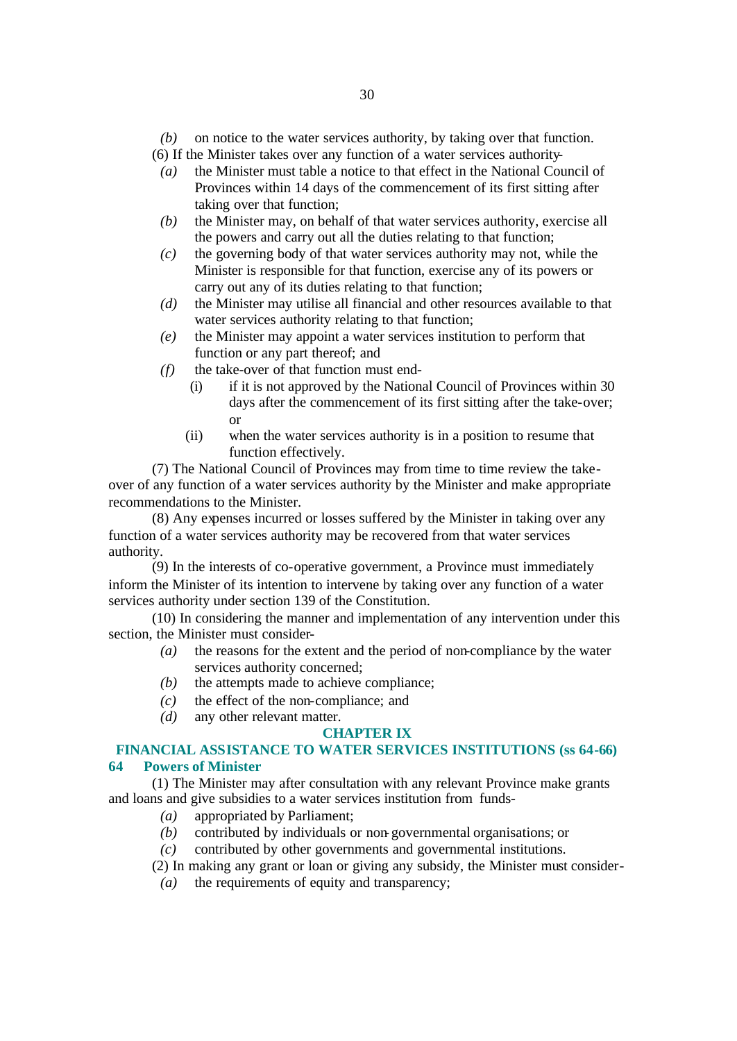*(b)* on notice to the water services authority, by taking over that function.

(6) If the Minister takes over any function of a water services authority-

*(a)* the Minister must table a notice to that effect in the National Council of Provinces within 14 days of the commencement of its first sitting after taking over that function;

*(b)* the Minister may, on behalf of that water services authority, exercise all the powers and carry out all the duties relating to that function;

*(c)* the governing body of that water services authority may not, while the Minister is responsible for that function, exercise any of its powers or carry out any of its duties relating to that function;

*(d)* the Minister may utilise all financial and other resources available to that water services authority relating to that function;

*(e)* the Minister may appoint a water services institution to perform that function or any part thereof; and

*(f)* the take-over of that function must end-

(i) if it is not approved by the National Council of Provinces within 30 days after the commencement of its first sitting after the take-over; or

(ii) when the water services authority is in a position to resume that function effectively.

(7) The National Council of Provinces may from time to time review the take-over of any function of a water services authority by the Minister and make appropriate recommendations to the Minister.

(8) Any expenses incurred or losses suffered by the Minister in taking over any function of a water services authority may be recovered from that water services authority.

(9) In the interests of co-operative government, a Province must immediately inform the Minister of its intention to intervene by taking over any function of a water services authority under section 139 of the Constitution.

(10) In considering the manner and implementation of any intervention under this section, the Minister must consider-

*(a)* the reasons for the extent and the period of non-compliance by the water services authority concerned;

*(b)* the attempts made to achieve compliance;

*(c)* the effect of the non-compliance; and

*(d)* any other relevant matter.

## CHAPTER IX

## FINANCIAL ASSISTANCE TO WATER SERVICES INSTITUTIONS (ss 64-66)

### 64 Powers of Minister

(1) The Minister may after consultation with any relevant Province make grants and loans and give subsidies to a water services institution from funds-

*(a)* appropriated by Parliament;

*(b)* contributed by individuals or non-governmental organisations; or

*(c)* contributed by other governments and governmental institutions.

(2) In making any grant or loan or giving any subsidy, the Minister must consider-

*(a)* the requirements of equity and transparency;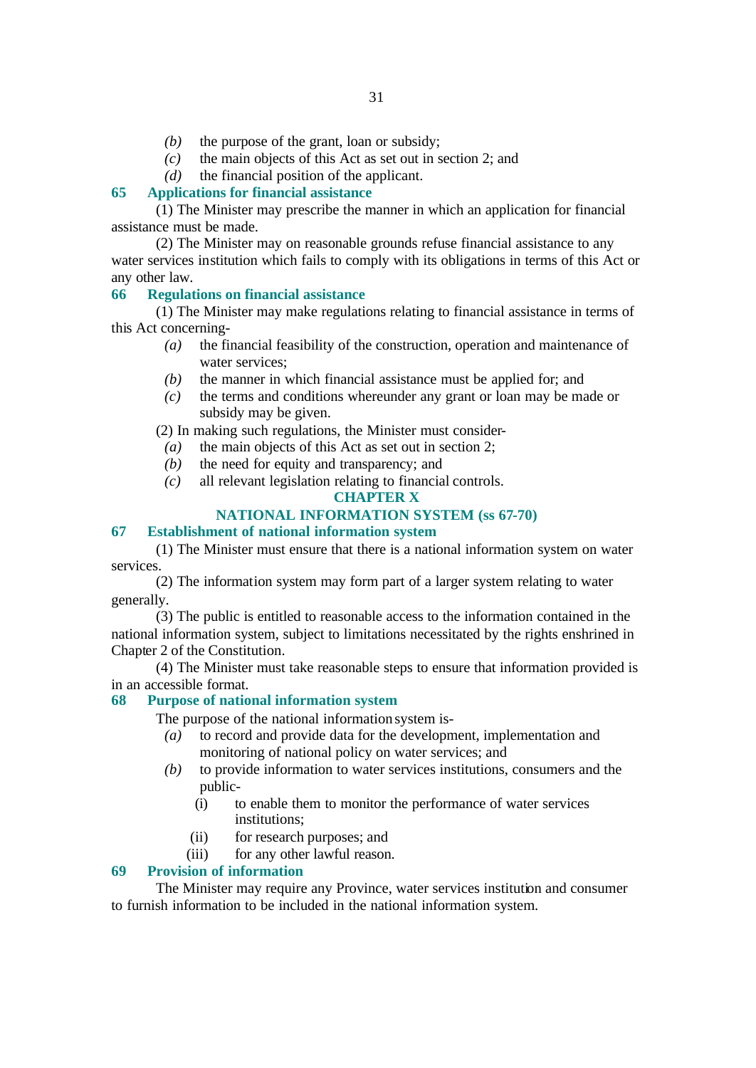*(b)* the purpose of the grant, loan or subsidy;
*(c)* the main objects of this Act as set out in section 2; and
*(d)* the financial position of the applicant.

### 65 Applications for financial assistance

(1) The Minister may prescribe the manner in which an application for financial assistance must be made.

(2) The Minister may on reasonable grounds refuse financial assistance to any water services institution which fails to comply with its obligations in terms of this Act or any other law.

### 66 Regulations on financial assistance

(1) The Minister may make regulations relating to financial assistance in terms of this Act concerning-

*(a)* the financial feasibility of the construction, operation and maintenance of water services;
*(b)* the manner in which financial assistance must be applied for; and
*(c)* the terms and conditions whereunder any grant or loan may be made or subsidy may be given.

(2) In making such regulations, the Minister must consider-

*(a)* the main objects of this Act as set out in section 2;
*(b)* the need for equity and transparency; and
*(c)* all relevant legislation relating to financial controls.

## CHAPTER X

## NATIONAL INFORMATION SYSTEM (ss 67-70)

### 67 Establishment of national information system

(1) The Minister must ensure that there is a national information system on water services.

(2) The information system may form part of a larger system relating to water generally.

(3) The public is entitled to reasonable access to the information contained in the national information system, subject to limitations necessitated by the rights enshrined in Chapter 2 of the Constitution.

(4) The Minister must take reasonable steps to ensure that information provided is in an accessible format.

### 68 Purpose of national information system

The purpose of the national information system is-

*(a)* to record and provide data for the development, implementation and monitoring of national policy on water services; and
*(b)* to provide information to water services institutions, consumers and the public-
  (i) to enable them to monitor the performance of water services institutions;
  (ii) for research purposes; and
  (iii) for any other lawful reason.

### 69 Provision of information

The Minister may require any Province, water services institution and consumer to furnish information to be included in the national information system.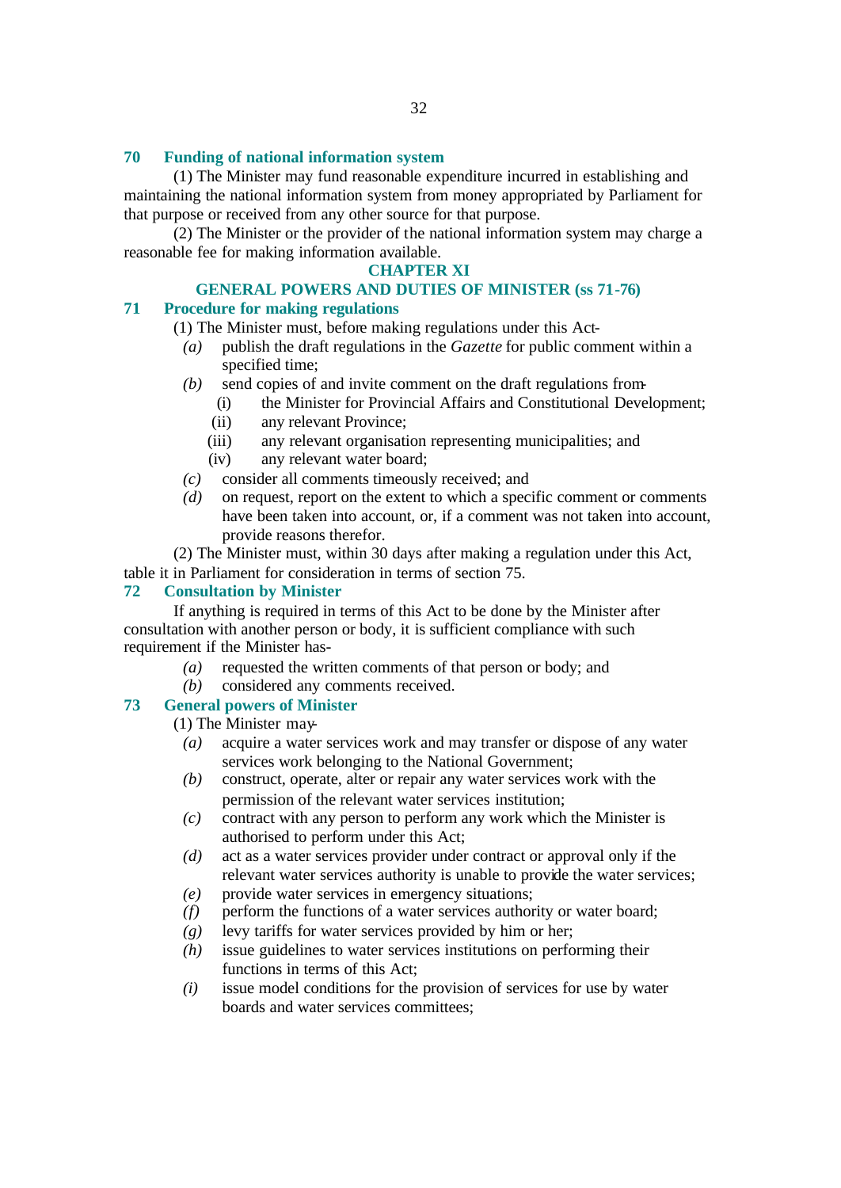## 70 Funding of national information system

(1) The Minister may fund reasonable expenditure incurred in establishing and maintaining the national information system from money appropriated by Parliament for that purpose or received from any other source for that purpose.

(2) The Minister or the provider of the national information system may charge a reasonable fee for making information available.

# CHAPTER XI

# GENERAL POWERS AND DUTIES OF MINISTER (ss 71-76)

## 71 Procedure for making regulations

(1) The Minister must, before making regulations under this Act-

- *(a)* publish the draft regulations in the *Gazette* for public comment within a specified time;
- *(b)* send copies of and invite comment on the draft regulations from-
  - (i) the Minister for Provincial Affairs and Constitutional Development;
  - (ii) any relevant Province;
  - (iii) any relevant organisation representing municipalities; and
  - (iv) any relevant water board;
- *(c)* consider all comments timeously received; and
- *(d)* on request, report on the extent to which a specific comment or comments have been taken into account, or, if a comment was not taken into account, provide reasons therefor.

(2) The Minister must, within 30 days after making a regulation under this Act, table it in Parliament for consideration in terms of section 75.

## 72 Consultation by Minister

If anything is required in terms of this Act to be done by the Minister after consultation with another person or body, it is sufficient compliance with such requirement if the Minister has-

- *(a)* requested the written comments of that person or body; and
- *(b)* considered any comments received.

## 73 General powers of Minister

(1) The Minister may-

- *(a)* acquire a water services work and may transfer or dispose of any water services work belonging to the National Government;
- *(b)* construct, operate, alter or repair any water services work with the permission of the relevant water services institution;
- *(c)* contract with any person to perform any work which the Minister is authorised to perform under this Act;
- *(d)* act as a water services provider under contract or approval only if the relevant water services authority is unable to provide the water services;
- *(e)* provide water services in emergency situations;
- *(f)* perform the functions of a water services authority or water board;
- *(g)* levy tariffs for water services provided by him or her;
- *(h)* issue guidelines to water services institutions on performing their functions in terms of this Act;
- *(i)* issue model conditions for the provision of services for use by water boards and water services committees;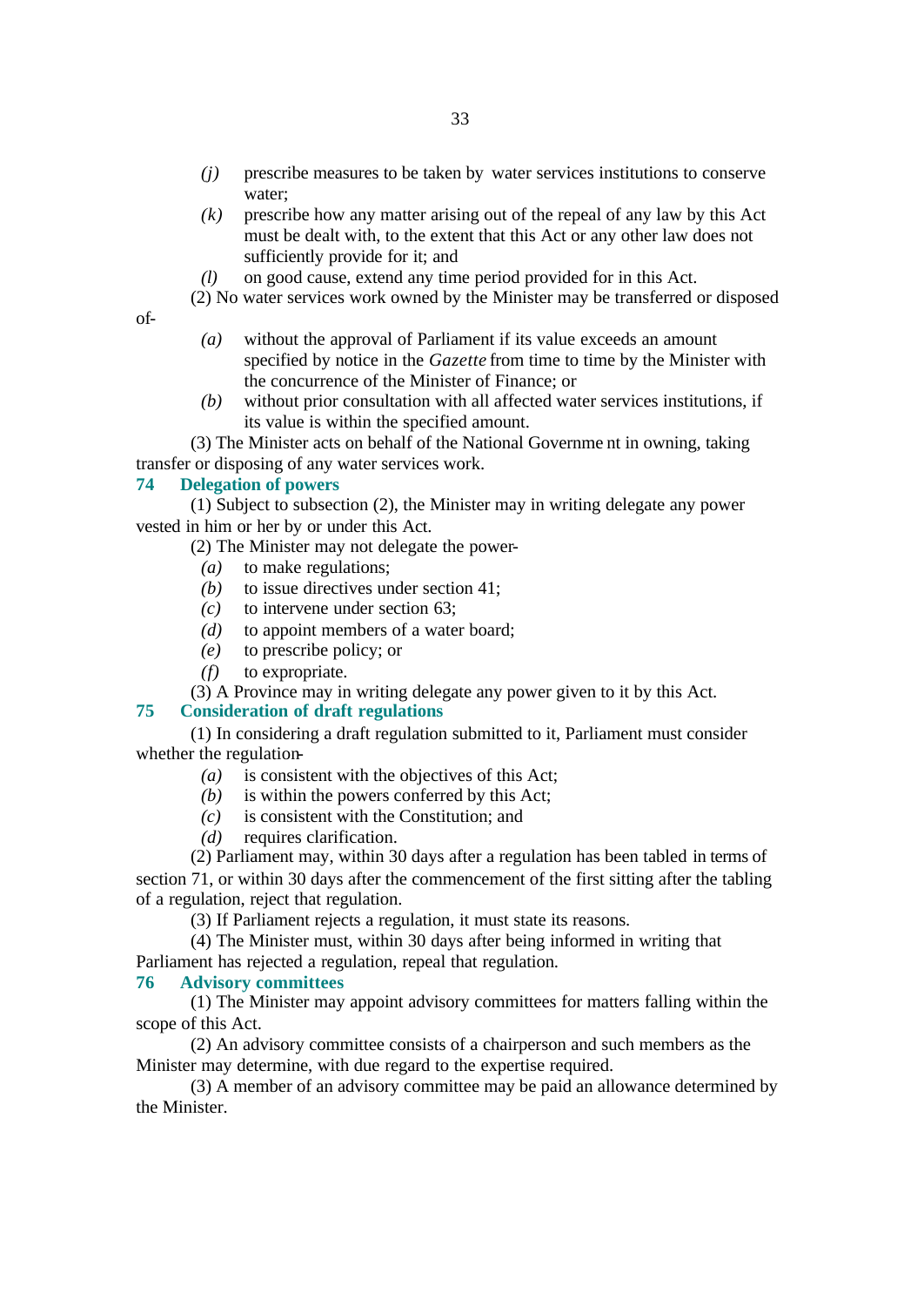- *(j)* prescribe measures to be taken by water services institutions to conserve water;
- *(k)* prescribe how any matter arising out of the repeal of any law by this Act must be dealt with, to the extent that this Act or any other law does not sufficiently provide for it; and
- *(l)* on good cause, extend any time period provided for in this Act.

(2) No water services work owned by the Minister may be transferred or disposed of-

- *(a)* without the approval of Parliament if its value exceeds an amount specified by notice in the *Gazette* from time to time by the Minister with the concurrence of the Minister of Finance; or
- *(b)* without prior consultation with all affected water services institutions, if its value is within the specified amount.

(3) The Minister acts on behalf of the National Government in owning, taking transfer or disposing of any water services work.

## 74 Delegation of powers

(1) Subject to subsection (2), the Minister may in writing delegate any power vested in him or her by or under this Act.

(2) The Minister may not delegate the power-

- *(a)* to make regulations;
- *(b)* to issue directives under section 41;
- *(c)* to intervene under section 63;
- *(d)* to appoint members of a water board;
- *(e)* to prescribe policy; or
- *(f)* to expropriate.

(3) A Province may in writing delegate any power given to it by this Act.

## 75 Consideration of draft regulations

(1) In considering a draft regulation submitted to it, Parliament must consider whether the regulation-

- *(a)* is consistent with the objectives of this Act;
- *(b)* is within the powers conferred by this Act;
- *(c)* is consistent with the Constitution; and
- *(d)* requires clarification.

(2) Parliament may, within 30 days after a regulation has been tabled in terms of section 71, or within 30 days after the commencement of the first sitting after the tabling of a regulation, reject that regulation.

(3) If Parliament rejects a regulation, it must state its reasons.

(4) The Minister must, within 30 days after being informed in writing that Parliament has rejected a regulation, repeal that regulation.

## 76 Advisory committees

(1) The Minister may appoint advisory committees for matters falling within the scope of this Act.

(2) An advisory committee consists of a chairperson and such members as the Minister may determine, with due regard to the expertise required.

(3) A member of an advisory committee may be paid an allowance determined by the Minister.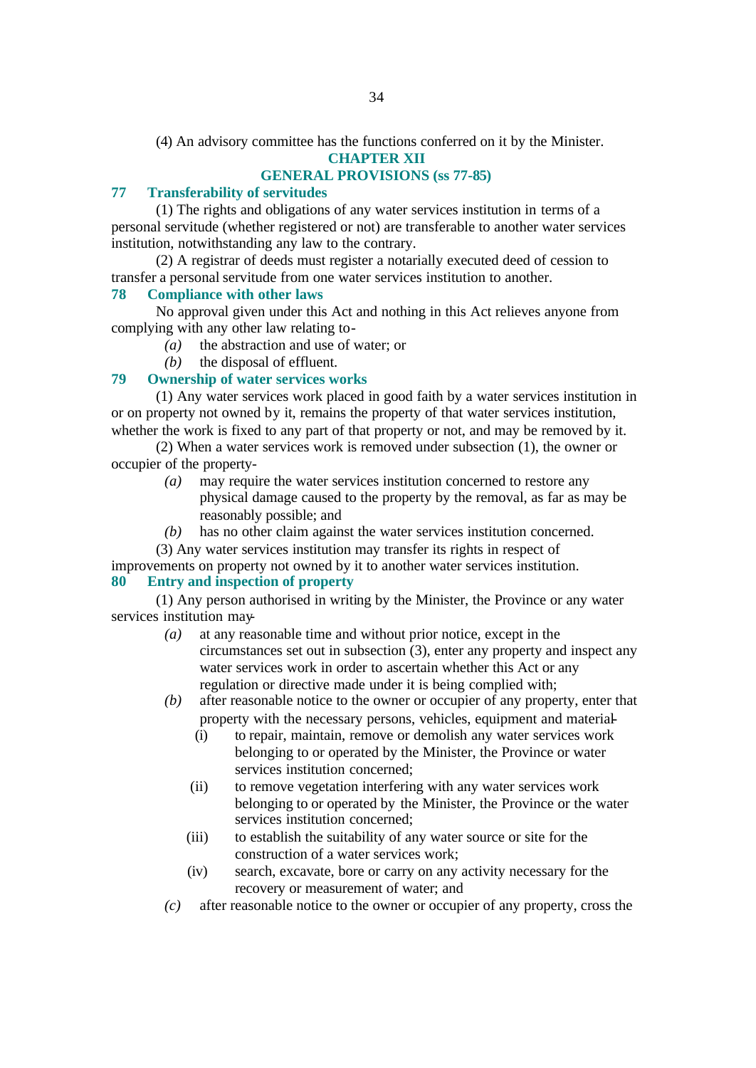(4) An advisory committee has the functions conferred on it by the Minister.

## CHAPTER XII

## GENERAL PROVISIONS (ss 77-85)

### 77 Transferability of servitudes

(1) The rights and obligations of any water services institution in terms of a personal servitude (whether registered or not) are transferable to another water services institution, notwithstanding any law to the contrary.

(2) A registrar of deeds must register a notarially executed deed of cession to transfer a personal servitude from one water services institution to another.

### 78 Compliance with other laws

No approval given under this Act and nothing in this Act relieves anyone from complying with any other law relating to-

- *(a)* the abstraction and use of water; or
- *(b)* the disposal of effluent.

### 79 Ownership of water services works

(1) Any water services work placed in good faith by a water services institution in or on property not owned by it, remains the property of that water services institution, whether the work is fixed to any part of that property or not, and may be removed by it.

(2) When a water services work is removed under subsection (1), the owner or occupier of the property-

- *(a)* may require the water services institution concerned to restore any physical damage caused to the property by the removal, as far as may be reasonably possible; and
- *(b)* has no other claim against the water services institution concerned.

(3) Any water services institution may transfer its rights in respect of improvements on property not owned by it to another water services institution.

### 80 Entry and inspection of property

(1) Any person authorised in writing by the Minister, the Province or any water services institution may-

- *(a)* at any reasonable time and without prior notice, except in the circumstances set out in subsection (3), enter any property and inspect any water services work in order to ascertain whether this Act or any regulation or directive made under it is being complied with;
- *(b)* after reasonable notice to the owner or occupier of any property, enter that property with the necessary persons, vehicles, equipment and material-
    - (i) to repair, maintain, remove or demolish any water services work belonging to or operated by the Minister, the Province or water services institution concerned;
    - (ii) to remove vegetation interfering with any water services work belonging to or operated by the Minister, the Province or the water services institution concerned;
    - (iii) to establish the suitability of any water source or site for the construction of a water services work;
    - (iv) search, excavate, bore or carry on any activity necessary for the recovery or measurement of water; and
- *(c)* after reasonable notice to the owner or occupier of any property, cross the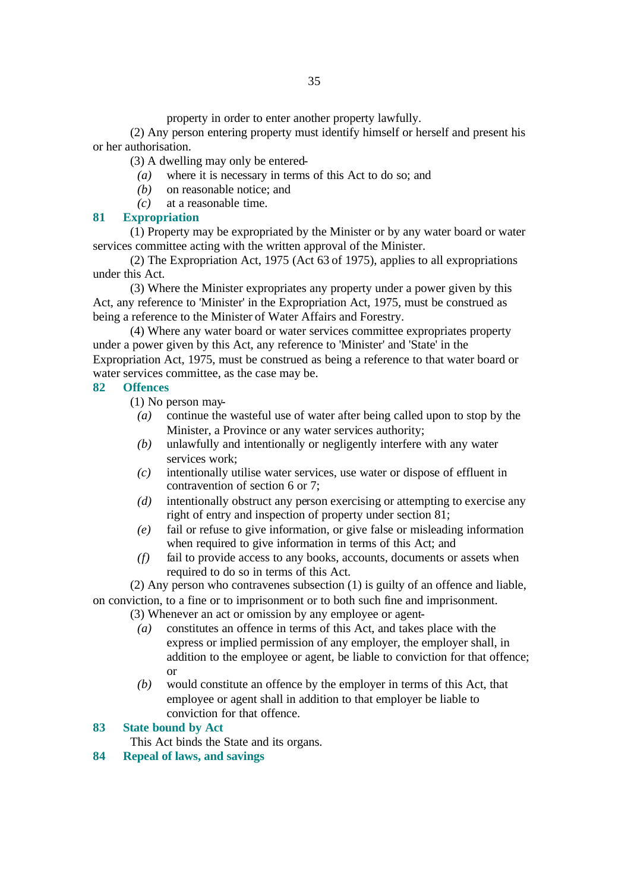property in order to enter another property lawfully.

(2) Any person entering property must identify himself or herself and present his or her authorisation.

(3) A dwelling may only be entered-

*(a)* where it is necessary in terms of this Act to do so; and

*(b)* on reasonable notice; and

*(c)* at a reasonable time.

## 81 Expropriation

(1) Property may be expropriated by the Minister or by any water board or water services committee acting with the written approval of the Minister.

(2) The Expropriation Act, 1975 (Act 63 of 1975), applies to all expropriations under this Act.

(3) Where the Minister expropriates any property under a power given by this Act, any reference to 'Minister' in the Expropriation Act, 1975, must be construed as being a reference to the Minister of Water Affairs and Forestry.

(4) Where any water board or water services committee expropriates property under a power given by this Act, any reference to 'Minister' and 'State' in the Expropriation Act, 1975, must be construed as being a reference to that water board or water services committee, as the case may be.

## 82 Offences

(1) No person may-

*(a)* continue the wasteful use of water after being called upon to stop by the Minister, a Province or any water services authority;

*(b)* unlawfully and intentionally or negligently interfere with any water services work;

*(c)* intentionally utilise water services, use water or dispose of effluent in contravention of section 6 or 7;

*(d)* intentionally obstruct any person exercising or attempting to exercise any right of entry and inspection of property under section 81;

*(e)* fail or refuse to give information, or give false or misleading information when required to give information in terms of this Act; and

*(f)* fail to provide access to any books, accounts, documents or assets when required to do so in terms of this Act.

(2) Any person who contravenes subsection (1) is guilty of an offence and liable, on conviction, to a fine or to imprisonment or to both such fine and imprisonment.

(3) Whenever an act or omission by any employee or agent-

*(a)* constitutes an offence in terms of this Act, and takes place with the express or implied permission of any employer, the employer shall, in addition to the employee or agent, be liable to conviction for that offence; or

*(b)* would constitute an offence by the employer in terms of this Act, that employee or agent shall in addition to that employer be liable to conviction for that offence.

## 83 State bound by Act

This Act binds the State and its organs.

## 84 Repeal of laws, and savings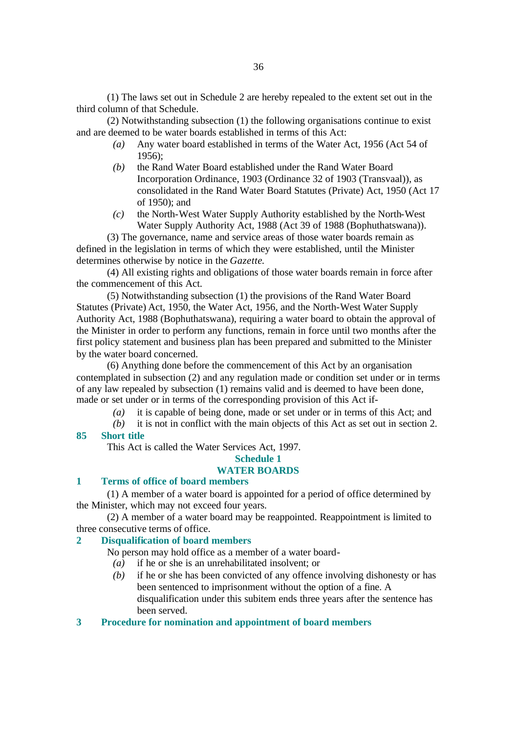(1) The laws set out in Schedule 2 are hereby repealed to the extent set out in the third column of that Schedule.

(2) Notwithstanding subsection (1) the following organisations continue to exist and are deemed to be water boards established in terms of this Act:

*(a)* Any water board established in terms of the Water Act, 1956 (Act 54 of 1956);

*(b)* the Rand Water Board established under the Rand Water Board Incorporation Ordinance, 1903 (Ordinance 32 of 1903 (Transvaal)), as consolidated in the Rand Water Board Statutes (Private) Act, 1950 (Act 17 of 1950); and

*(c)* the North-West Water Supply Authority established by the North-West Water Supply Authority Act, 1988 (Act 39 of 1988 (Bophuthatswana)).

(3) The governance, name and service areas of those water boards remain as defined in the legislation in terms of which they were established, until the Minister determines otherwise by notice in the *Gazette.*

(4) All existing rights and obligations of those water boards remain in force after the commencement of this Act.

(5) Notwithstanding subsection (1) the provisions of the Rand Water Board Statutes (Private) Act, 1950, the Water Act, 1956, and the North-West Water Supply Authority Act, 1988 (Bophuthatswana), requiring a water board to obtain the approval of the Minister in order to perform any functions, remain in force until two months after the first policy statement and business plan has been prepared and submitted to the Minister by the water board concerned.

(6) Anything done before the commencement of this Act by an organisation contemplated in subsection (2) and any regulation made or condition set under or in terms of any law repealed by subsection (1) remains valid and is deemed to have been done, made or set under or in terms of the corresponding provision of this Act if-

*(a)* it is capable of being done, made or set under or in terms of this Act; and

*(b)* it is not in conflict with the main objects of this Act as set out in section 2.

## 85 Short title

This Act is called the Water Services Act, 1997.

## Schedule 1
## WATER BOARDS

### 1 Terms of office of board members

(1) A member of a water board is appointed for a period of office determined by the Minister, which may not exceed four years.

(2) A member of a water board may be reappointed. Reappointment is limited to three consecutive terms of office.

### 2 Disqualification of board members

No person may hold office as a member of a water board-

*(a)* if he or she is an unrehabilitated insolvent; or

*(b)* if he or she has been convicted of any offence involving dishonesty or has been sentenced to imprisonment without the option of a fine. A disqualification under this subitem ends three years after the sentence has been served.

### 3 Procedure for nomination and appointment of board members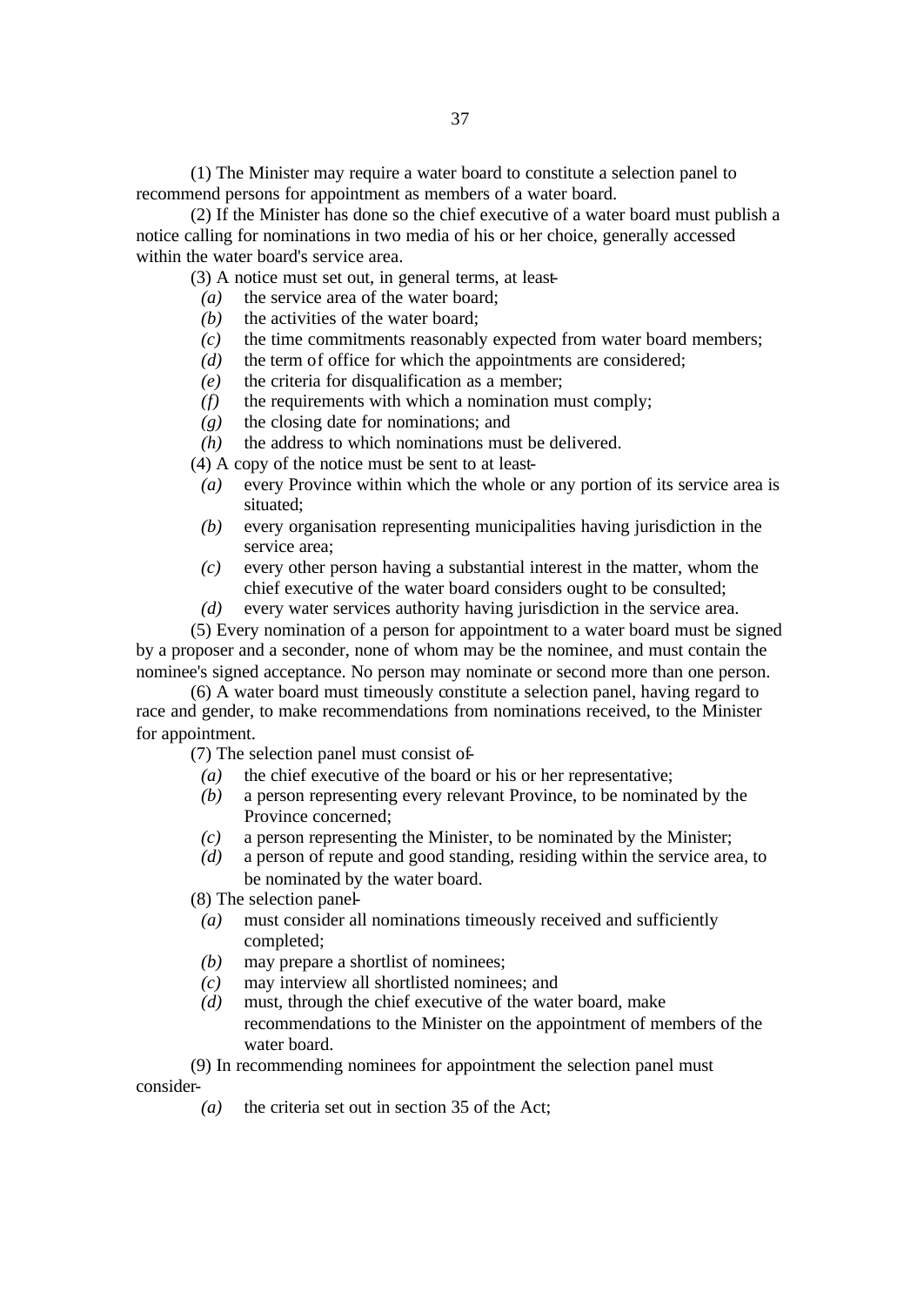(1) The Minister may require a water board to constitute a selection panel to recommend persons for appointment as members of a water board.

(2) If the Minister has done so the chief executive of a water board must publish a notice calling for nominations in two media of his or her choice, generally accessed within the water board's service area.

(3) A notice must set out, in general terms, at least-

- *(a)* the service area of the water board;
- *(b)* the activities of the water board;
- *(c)* the time commitments reasonably expected from water board members;
- *(d)* the term of office for which the appointments are considered;
- *(e)* the criteria for disqualification as a member;
- *(f)* the requirements with which a nomination must comply;
- *(g)* the closing date for nominations; and
- *(h)* the address to which nominations must be delivered.

(4) A copy of the notice must be sent to at least-

- *(a)* every Province within which the whole or any portion of its service area is situated;
- *(b)* every organisation representing municipalities having jurisdiction in the service area;
- *(c)* every other person having a substantial interest in the matter, whom the chief executive of the water board considers ought to be consulted;
- *(d)* every water services authority having jurisdiction in the service area.

(5) Every nomination of a person for appointment to a water board must be signed by a proposer and a seconder, none of whom may be the nominee, and must contain the nominee's signed acceptance. No person may nominate or second more than one person.

(6) A water board must timeously constitute a selection panel, having regard to race and gender, to make recommendations from nominations received, to the Minister for appointment.

(7) The selection panel must consist of-

- *(a)* the chief executive of the board or his or her representative;
- *(b)* a person representing every relevant Province, to be nominated by the Province concerned;
- *(c)* a person representing the Minister, to be nominated by the Minister;
- *(d)* a person of repute and good standing, residing within the service area, to be nominated by the water board.

(8) The selection panel-

- *(a)* must consider all nominations timeously received and sufficiently completed;
- *(b)* may prepare a shortlist of nominees;
- *(c)* may interview all shortlisted nominees; and
- *(d)* must, through the chief executive of the water board, make recommendations to the Minister on the appointment of members of the water board.

(9) In recommending nominees for appointment the selection panel must consider-

- *(a)* the criteria set out in section 35 of the Act;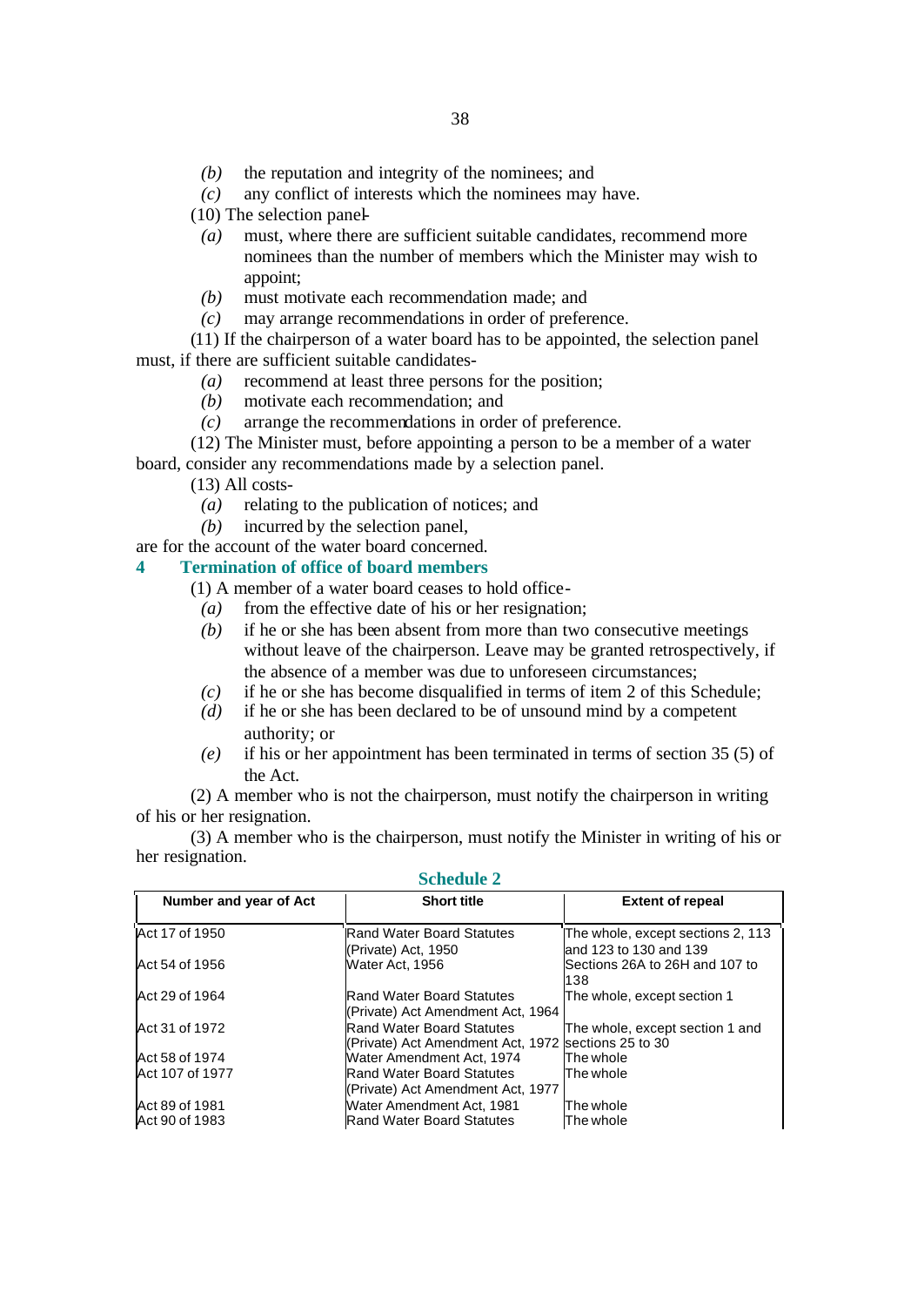- *(b)* the reputation and integrity of the nominees; and
- *(c)* any conflict of interests which the nominees may have.

(10) The selection panel-

- *(a)* must, where there are sufficient suitable candidates, recommend more nominees than the number of members which the Minister may wish to appoint;
- *(b)* must motivate each recommendation made; and
- *(c)* may arrange recommendations in order of preference.

(11) If the chairperson of a water board has to be appointed, the selection panel must, if there are sufficient suitable candidates-

- *(a)* recommend at least three persons for the position;
- *(b)* motivate each recommendation; and
- *(c)* arrange the recommendations in order of preference.

(12) The Minister must, before appointing a person to be a member of a water board, consider any recommendations made by a selection panel.

(13) All costs-

- *(a)* relating to the publication of notices; and
- *(b)* incurred by the selection panel,

are for the account of the water board concerned.

## 4 Termination of office of board members

(1) A member of a water board ceases to hold office-

- *(a)* from the effective date of his or her resignation;
- *(b)* if he or she has been absent from more than two consecutive meetings without leave of the chairperson. Leave may be granted retrospectively, if the absence of a member was due to unforeseen circumstances;
- *(c)* if he or she has become disqualified in terms of item 2 of this Schedule;
- *(d)* if he or she has been declared to be of unsound mind by a competent authority; or
- *(e)* if his or her appointment has been terminated in terms of section 35 (5) of the Act.

(2) A member who is not the chairperson, must notify the chairperson in writing of his or her resignation.

(3) A member who is the chairperson, must notify the Minister in writing of his or her resignation.

## Schedule 2

| Number and year of Act | Short title | Extent of repeal |
|---|---|---|
| Act 17 of 1950 | Rand Water Board Statutes (Private) Act, 1950 | The whole, except sections 2, 113 and 123 to 130 and 139 |
| Act 54 of 1956 | Water Act, 1956 | Sections 26A to 26H and 107 to 138 |
| Act 29 of 1964 | Rand Water Board Statutes (Private) Act Amendment Act, 1964 | The whole, except section 1 |
| Act 31 of 1972 | Rand Water Board Statutes (Private) Act Amendment Act, 1972 | The whole, except section 1 and sections 25 to 30 |
| Act 58 of 1974 | Water Amendment Act, 1974 | The whole |
| Act 107 of 1977 | Rand Water Board Statutes (Private) Act Amendment Act, 1977 | The whole |
| Act 89 of 1981 | Water Amendment Act, 1981 | The whole |
| Act 90 of 1983 | Rand Water Board Statutes | The whole |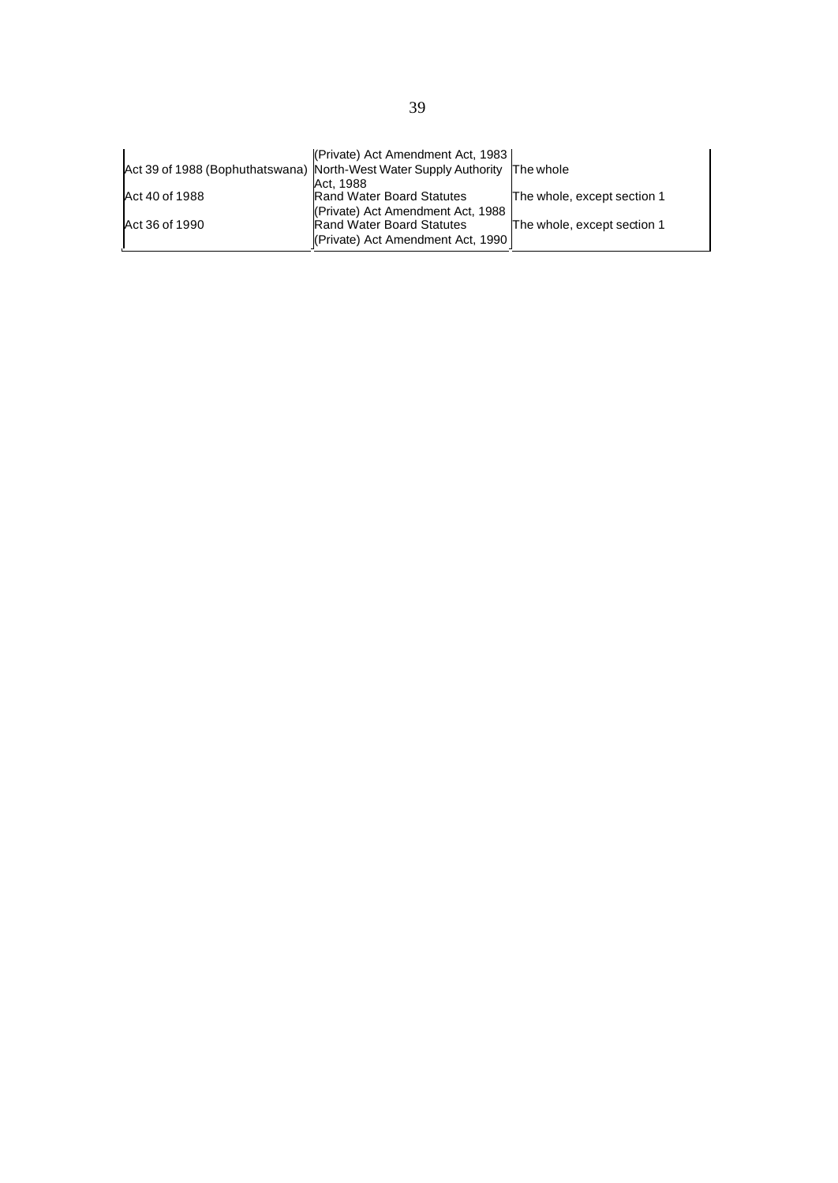| | | |
|---|---|---|
| | (Private) Act Amendment Act, 1983 | |
| Act 39 of 1988 (Bophuthatswana) | North-West Water Supply Authority Act, 1988 | The whole |
| Act 40 of 1988 | Rand Water Board Statutes (Private) Act Amendment Act, 1988 | The whole, except section 1 |
| Act 36 of 1990 | Rand Water Board Statutes (Private) Act Amendment Act, 1990 | The whole, except section 1 |